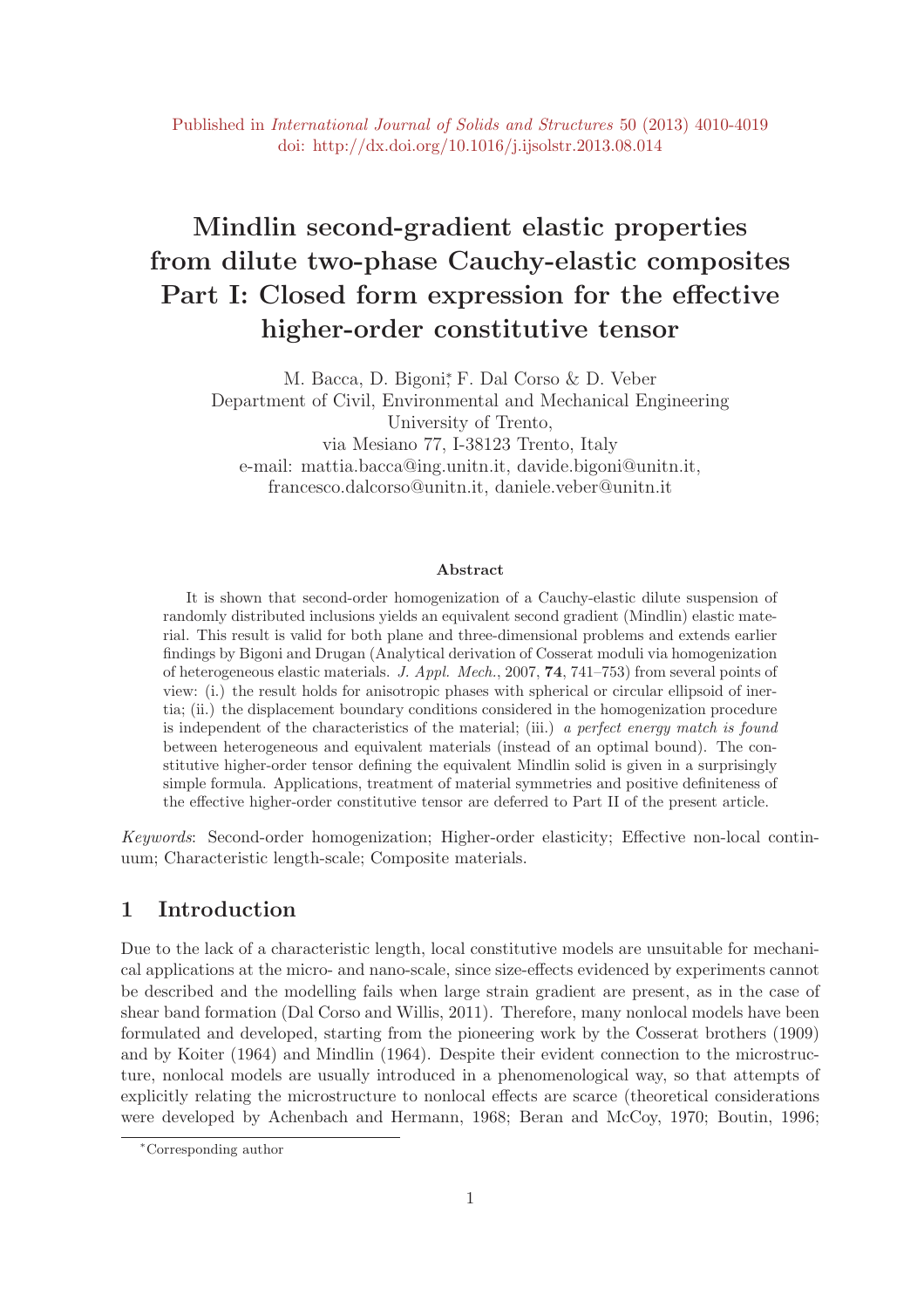Published in *International Journal of Solids and Structures* 50 (2013) 4010-4019
doi: http://dx.doi.org/10.1016/j.ijsolstr.2013.08.014

# Mindlin second-gradient elastic properties from dilute two-phase Cauchy-elastic composites Part I: Closed form expression for the effective higher-order constitutive tensor

M. Bacca, D. Bigoni[*], F. Dal Corso & D. Veber
Department of Civil, Environmental and Mechanical Engineering
University of Trento,
via Mesiano 77, I-38123 Trento, Italy
e-mail: mattia.bacca@ing.unitn.it, davide.bigoni@unitn.it,
francesco.dalcorso@unitn.it, daniele.veber@unitn.it

### Abstract

It is shown that second-order homogenization of a Cauchy-elastic dilute suspension of randomly distributed inclusions yields an equivalent second gradient (Mindlin) elastic material. This result is valid for both plane and three-dimensional problems and extends earlier findings by Bigoni and Drugan (Analytical derivation of Cosserat moduli via homogenization of heterogeneous elastic materials. *J. Appl. Mech.*, 2007, **74**, 741–753) from several points of view: (i.) the result holds for anisotropic phases with spherical or circular ellipsoid of inertia; (ii.) the displacement boundary conditions considered in the homogenization procedure is independent of the characteristics of the material; (iii.) *a perfect energy match is found* between heterogeneous and equivalent materials (instead of an optimal bound). The constitutive higher-order tensor defining the equivalent Mindlin solid is given in a surprisingly simple formula. Applications, treatment of material symmetries and positive definiteness of the effective higher-order constitutive tensor are deferred to Part II of the present article.

*Keywords*: Second-order homogenization; Higher-order elasticity; Effective non-local continuum; Characteristic length-scale; Composite materials.

## 1 Introduction

Due to the lack of a characteristic length, local constitutive models are unsuitable for mechanical applications at the micro- and nano-scale, since size-effects evidenced by experiments cannot be described and the modelling fails when large strain gradient are present, as in the case of shear band formation (Dal Corso and Willis, 2011). Therefore, many nonlocal models have been formulated and developed, starting from the pioneering work by the Cosserat brothers (1909) and by Koiter (1964) and Mindlin (1964). Despite their evident connection to the microstructure, nonlocal models are usually introduced in a phenomenological way, so that attempts of explicitly relating the microstructure to nonlocal effects are scarce (theoretical considerations were developed by Achenbach and Hermann, 1968; Beran and McCoy, 1970; Boutin, 1996;

[*]Corresponding author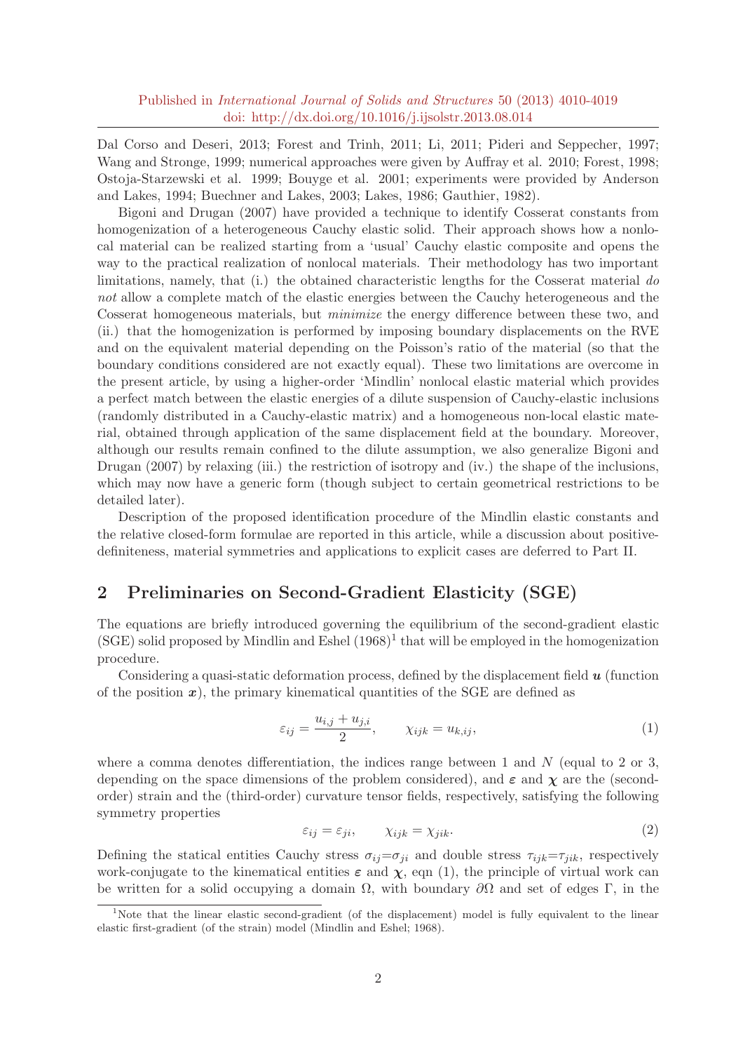Dal Corso and Deseri, 2013; Forest and Trinh, 2011; Li, 2011; Pideri and Seppecher, 1997; Wang and Stronge, 1999; numerical approaches were given by Auffray et al. 2010; Forest, 1998; Ostoja-Starzewski et al. 1999; Bouyge et al. 2001; experiments were provided by Anderson and Lakes, 1994; Buechner and Lakes, 2003; Lakes, 1986; Gauthier, 1982).

Bigoni and Drugan (2007) have provided a technique to identify Cosserat constants from homogenization of a heterogeneous Cauchy elastic solid. Their approach shows how a nonlocal material can be realized starting from a 'usual' Cauchy elastic composite and opens the way to the practical realization of nonlocal materials. Their methodology has two important limitations, namely, that (i.) the obtained characteristic lengths for the Cosserat material *do not* allow a complete match of the elastic energies between the Cauchy heterogeneous and the Cosserat homogeneous materials, but *minimize* the energy difference between these two, and (ii.) that the homogenization is performed by imposing boundary displacements on the RVE and on the equivalent material depending on the Poisson's ratio of the material (so that the boundary conditions considered are not exactly equal). These two limitations are overcome in the present article, by using a higher-order 'Mindlin' nonlocal elastic material which provides a perfect match between the elastic energies of a dilute suspension of Cauchy-elastic inclusions (randomly distributed in a Cauchy-elastic matrix) and a homogeneous non-local elastic material, obtained through application of the same displacement field at the boundary. Moreover, although our results remain confined to the dilute assumption, we also generalize Bigoni and Drugan (2007) by relaxing (iii.) the restriction of isotropy and (iv.) the shape of the inclusions, which may now have a generic form (though subject to certain geometrical restrictions to be detailed later).

Description of the proposed identification procedure of the Mindlin elastic constants and the relative closed-form formulae are reported in this article, while a discussion about positive-definiteness, material symmetries and applications to explicit cases are deferred to Part II.

## 2 Preliminaries on Second-Gradient Elasticity (SGE)

The equations are briefly introduced governing the equilibrium of the second-gradient elastic (SGE) solid proposed by Mindlin and Eshel (1968)[1] that will be employed in the homogenization procedure.

Considering a quasi-static deformation process, defined by the displacement field $\boldsymbol{u}$ (function of the position $\boldsymbol{x}$), the primary kinematical quantities of the SGE are defined as

$$\varepsilon_{ij} = \frac{u_{i,j} + u_{j,i}}{2}, \qquad \chi_{ijk} = u_{k,ij}, \tag{1}$$

where a comma denotes differentiation, the indices range between 1 and $N$ (equal to 2 or 3, depending on the space dimensions of the problem considered), and $\boldsymbol{\varepsilon}$ and $\boldsymbol{\chi}$ are the (second-order) strain and the (third-order) curvature tensor fields, respectively, satisfying the following symmetry properties

$$\varepsilon_{ij} = \varepsilon_{ji}, \qquad \chi_{ijk} = \chi_{jik}. \tag{2}$$

Defining the statical entities Cauchy stress $\sigma_{ij}$=$\sigma_{ji}$ and double stress $\tau_{ijk}$=$\tau_{jik}$, respectively work-conjugate to the kinematical entities $\boldsymbol{\varepsilon}$ and $\boldsymbol{\chi}$, eqn (1), the principle of virtual work can be written for a solid occupying a domain $\Omega$, with boundary $\partial\Omega$ and set of edges $\Gamma$, in the

[1] Note that the linear elastic second-gradient (of the displacement) model is fully equivalent to the linear elastic first-gradient (of the strain) model (Mindlin and Eshel; 1968).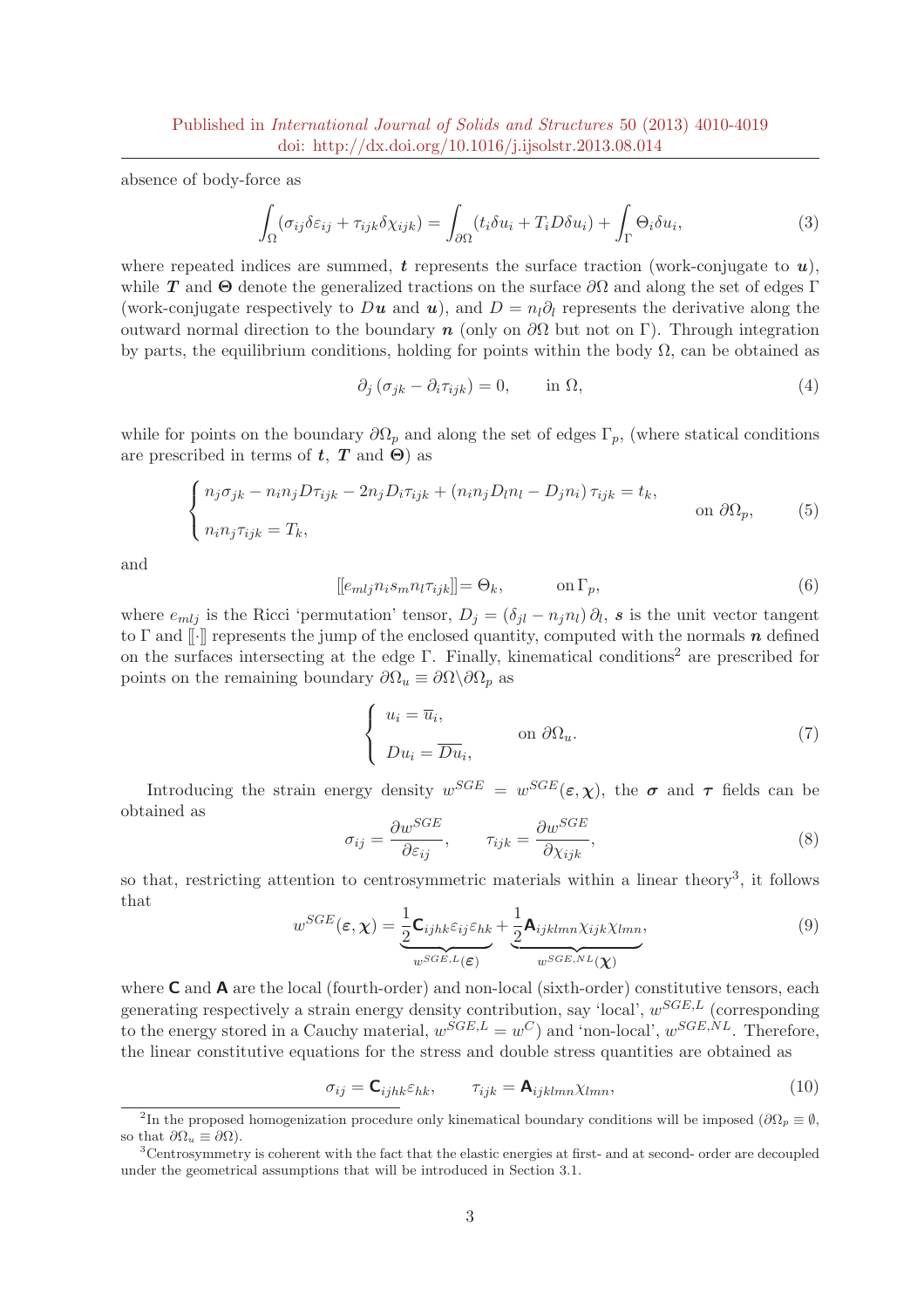absence of body-force as

$$\int_{\Omega} (\sigma_{ij}\delta\varepsilon_{ij} + \tau_{ijk}\delta\chi_{ijk}) = \int_{\partial\Omega} (t_i \delta u_i + T_i D\delta u_i) + \int_{\Gamma} \Theta_i \delta u_i, \tag{3}$$

where repeated indices are summed, $\boldsymbol{t}$ represents the surface traction (work-conjugate to $\boldsymbol{u}$), while $\boldsymbol{T}$ and $\boldsymbol{\Theta}$ denote the generalized tractions on the surface $\partial\Omega$ and along the set of edges $\Gamma$ (work-conjugate respectively to $D\boldsymbol{u}$ and $\boldsymbol{u}$), and $D = n_l \partial_l$ represents the derivative along the outward normal direction to the boundary $\boldsymbol{n}$ (only on $\partial\Omega$ but not on $\Gamma$). Through integration by parts, the equilibrium conditions, holding for points within the body $\Omega$, can be obtained as

$$\partial_j \left(\sigma_{jk} - \partial_i \tau_{ijk}\right) = 0, \qquad \text{in } \Omega, \tag{4}$$

while for points on the boundary $\partial\Omega_p$ and along the set of edges $\Gamma_p$, (where statical conditions are prescribed in terms of $\boldsymbol{t}$, $\boldsymbol{T}$ and $\boldsymbol{\Theta}$) as

$$\begin{cases} n_j \sigma_{jk} - n_i n_j D\tau_{ijk} - 2n_j D_i \tau_{ijk} + \left(n_i n_j D_l n_l - D_j n_i\right) \tau_{ijk} = t_k, \\ n_i n_j \tau_{ijk} = T_k, \end{cases} \qquad \text{on } \partial\Omega_p, \tag{5}$$

and

$$[\![ e_{mlj} n_i s_m n_l \tau_{ijk} ]\!] = \Theta_k, \qquad \text{on } \Gamma_p, \tag{6}$$

where $e_{mlj}$ is the Ricci 'permutation' tensor, $D_j = \left(\delta_{jl} - n_j n_l\right) \partial_l$, $\boldsymbol{s}$ is the unit vector tangent to $\Gamma$ and $[\![\cdot]\!]$ represents the jump of the enclosed quantity, computed with the normals $\boldsymbol{n}$ defined on the surfaces intersecting at the edge $\Gamma$. Finally, kinematical conditions[2] are prescribed for points on the remaining boundary $\partial\Omega_u \equiv \partial\Omega \backslash \partial\Omega_p$ as

$$\begin{cases} u_i = \overline{u}_i, \\ Du_i = \overline{Du}_i, \end{cases} \qquad \text{on } \partial\Omega_u. \tag{7}$$

Introducing the strain energy density $w^{SGE} = w^{SGE}(\boldsymbol{\varepsilon}, \boldsymbol{\chi})$, the $\boldsymbol{\sigma}$ and $\boldsymbol{\tau}$ fields can be obtained as

$$\sigma_{ij} = \frac{\partial w^{SGE}}{\partial \varepsilon_{ij}}, \qquad \tau_{ijk} = \frac{\partial w^{SGE}}{\partial \chi_{ijk}}, \tag{8}$$

so that, restricting attention to centrosymmetric materials within a linear theory[3], it follows that

$$w^{SGE}(\boldsymbol{\varepsilon}, \boldsymbol{\chi}) = \underbrace{\frac{1}{2} \mathsf{C}_{ijhk} \varepsilon_{ij} \varepsilon_{hk}}_{w^{SGE,L}(\boldsymbol{\varepsilon})} + \underbrace{\frac{1}{2} \mathsf{A}_{ijklmn} \chi_{ijk} \chi_{lmn}}_{w^{SGE,NL}(\boldsymbol{\chi})}, \tag{9}$$

where $\mathsf{C}$ and $\mathsf{A}$ are the local (fourth-order) and non-local (sixth-order) constitutive tensors, each generating respectively a strain energy density contribution, say 'local', $w^{SGE,L}$ (corresponding to the energy stored in a Cauchy material, $w^{SGE,L} = w^{C}$) and 'non-local', $w^{SGE,NL}$. Therefore, the linear constitutive equations for the stress and double stress quantities are obtained as

$$\sigma_{ij} = \mathsf{C}_{ijhk} \varepsilon_{hk}, \qquad \tau_{ijk} = \mathsf{A}_{ijklmn} \chi_{lmn}, \tag{10}$$

[2] In the proposed homogenization procedure only kinematical boundary conditions will be imposed ($\partial\Omega_p \equiv \emptyset$, so that $\partial\Omega_u \equiv \partial\Omega$).

[3] Centrosymmetry is coherent with the fact that the elastic energies at first- and at second- order are decoupled under the geometrical assumptions that will be introduced in Section 3.1.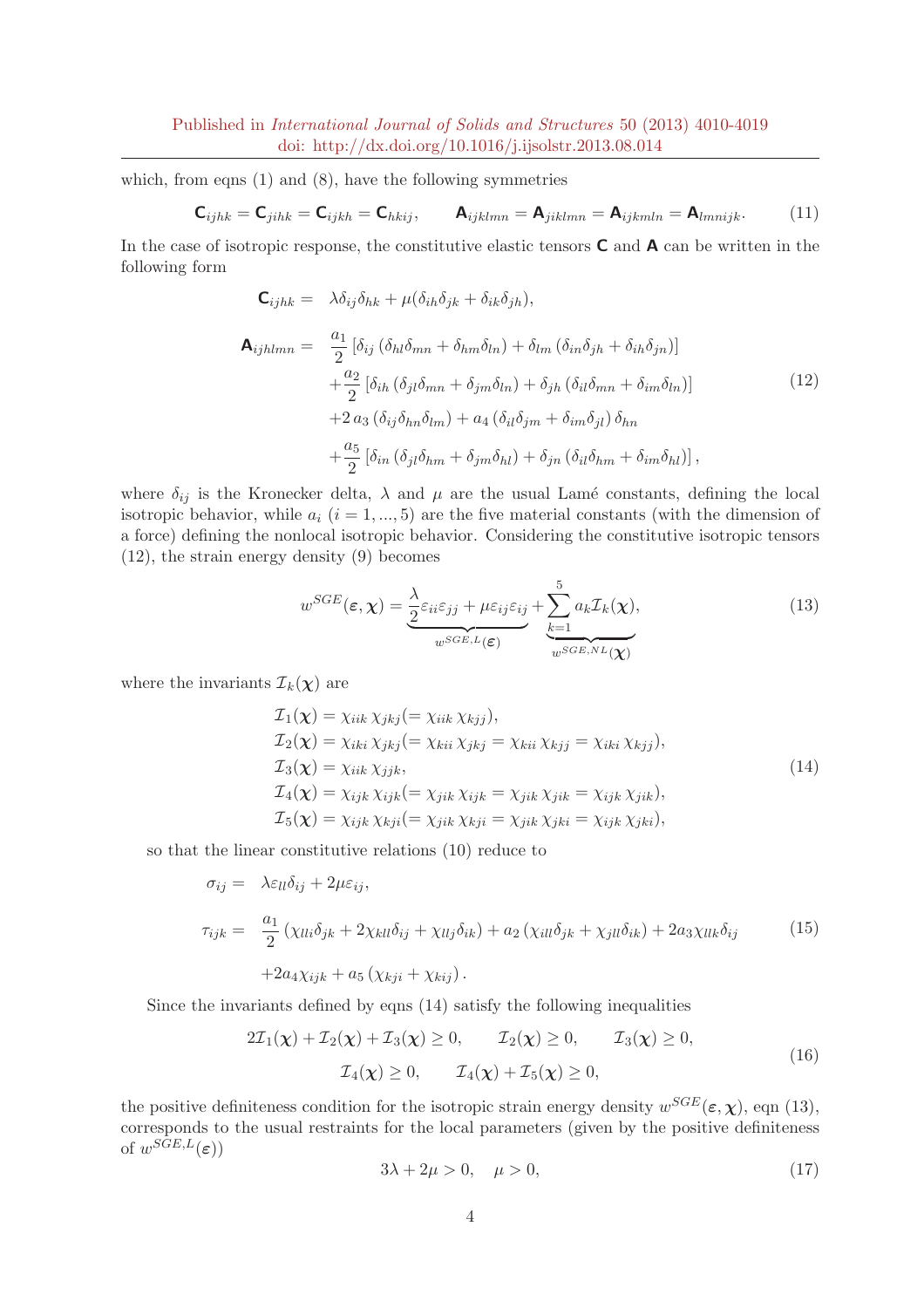which, from eqns (1) and (8), have the following symmetries

$$
\mathsf{C}_{ijhk} = \mathsf{C}_{jihk} = \mathsf{C}_{ijkh} = \mathsf{C}_{hkij}, \qquad \mathsf{A}_{ijklmn} = \mathsf{A}_{jiklmn} = \mathsf{A}_{ijkmln} = \mathsf{A}_{lmnijk}. \tag{11}
$$

In the case of isotropic response, the constitutive elastic tensors $\mathsf{C}$ and $\mathsf{A}$ can be written in the following form

$$
\begin{aligned}
\mathsf{C}_{ijhk} = \;& \lambda\delta_{ij}\delta_{hk} + \mu(\delta_{ih}\delta_{jk} + \delta_{ik}\delta_{jh}), \\
\mathsf{A}_{ijhlmn} = \;& \frac{a_1}{2}\left[\delta_{ij}\left(\delta_{hl}\delta_{mn} + \delta_{hm}\delta_{ln}\right) + \delta_{lm}\left(\delta_{in}\delta_{jh} + \delta_{ih}\delta_{jn}\right)\right] \\
& + \frac{a_2}{2}\left[\delta_{ih}\left(\delta_{jl}\delta_{mn} + \delta_{jm}\delta_{ln}\right) + \delta_{jh}\left(\delta_{il}\delta_{mn} + \delta_{im}\delta_{ln}\right)\right] \\
& + 2\,a_3\left(\delta_{ij}\delta_{hn}\delta_{lm}\right) + a_4\left(\delta_{il}\delta_{jm} + \delta_{im}\delta_{jl}\right)\delta_{hn} \\
& + \frac{a_5}{2}\left[\delta_{in}\left(\delta_{jl}\delta_{hm} + \delta_{jm}\delta_{hl}\right) + \delta_{jn}\left(\delta_{il}\delta_{hm} + \delta_{im}\delta_{hl}\right)\right],
\end{aligned} \tag{12}
$$

where $\delta_{ij}$ is the Kronecker delta, $\lambda$ and $\mu$ are the usual Lamé constants, defining the local isotropic behavior, while $a_i$ $(i = 1, ..., 5)$ are the five material constants (with the dimension of a force) defining the nonlocal isotropic behavior. Considering the constitutive isotropic tensors (12), the strain energy density (9) becomes

$$
w^{SGE}(\boldsymbol{\varepsilon}, \boldsymbol{\chi}) = \underbrace{\frac{\lambda}{2}\varepsilon_{ii}\varepsilon_{jj} + \mu\varepsilon_{ij}\varepsilon_{ij}}_{w^{SGE,L}(\boldsymbol{\varepsilon})} + \underbrace{\sum_{k=1}^{5} a_k \mathcal{I}_k(\boldsymbol{\chi})}_{w^{SGE,NL}(\boldsymbol{\chi})}, \tag{13}
$$

where the invariants $\mathcal{I}_k(\boldsymbol{\chi})$ are

$$
\begin{aligned}
&\mathcal{I}_1(\boldsymbol{\chi}) = \chi_{iik}\,\chi_{jkj} (= \chi_{iik}\,\chi_{kjj}), \\
&\mathcal{I}_2(\boldsymbol{\chi}) = \chi_{iki}\,\chi_{jkj} (= \chi_{kii}\,\chi_{jkj} = \chi_{kii}\,\chi_{kjj} = \chi_{iki}\,\chi_{kjj}), \\
&\mathcal{I}_3(\boldsymbol{\chi}) = \chi_{iik}\,\chi_{jjk}, \\
&\mathcal{I}_4(\boldsymbol{\chi}) = \chi_{ijk}\,\chi_{ijk} (= \chi_{jik}\,\chi_{ijk} = \chi_{jik}\,\chi_{jik} = \chi_{ijk}\,\chi_{jik}), \\
&\mathcal{I}_5(\boldsymbol{\chi}) = \chi_{ijk}\,\chi_{kji} (= \chi_{jik}\,\chi_{kji} = \chi_{jik}\,\chi_{jki} = \chi_{ijk}\,\chi_{jki}),
\end{aligned} \tag{14}
$$

so that the linear constitutive relations (10) reduce to

$$
\begin{aligned}
\sigma_{ij} = \;& \lambda\varepsilon_{ll}\delta_{ij} + 2\mu\varepsilon_{ij}, \\
\tau_{ijk} = \;& \frac{a_1}{2}\left(\chi_{lli}\delta_{jk} + 2\chi_{kll}\delta_{ij} + \chi_{llj}\delta_{ik}\right) + a_2\left(\chi_{ill}\delta_{jk} + \chi_{jll}\delta_{ik}\right) + 2a_3\chi_{llk}\delta_{ij} \\
& + 2a_4\chi_{ijk} + a_5\left(\chi_{kji} + \chi_{kij}\right).
\end{aligned} \tag{15}
$$

Since the invariants defined by eqns (14) satisfy the following inequalities

$$
\begin{aligned}
2\mathcal{I}_1(\boldsymbol{\chi}) + \mathcal{I}_2(\boldsymbol{\chi}) + \mathcal{I}_3(\boldsymbol{\chi}) \geq 0, \qquad \mathcal{I}_2(\boldsymbol{\chi}) \geq 0, \qquad \mathcal{I}_3(\boldsymbol{\chi}) \geq 0, \\
\mathcal{I}_4(\boldsymbol{\chi}) \geq 0, \qquad \mathcal{I}_4(\boldsymbol{\chi}) + \mathcal{I}_5(\boldsymbol{\chi}) \geq 0,
\end{aligned} \tag{16}
$$

the positive definiteness condition for the isotropic strain energy density $w^{SGE}(\boldsymbol{\varepsilon}, \boldsymbol{\chi})$, eqn (13), corresponds to the usual restraints for the local parameters (given by the positive definiteness of $w^{SGE,L}(\boldsymbol{\varepsilon})$)

$$
3\lambda + 2\mu > 0, \quad \mu > 0, \tag{17}
$$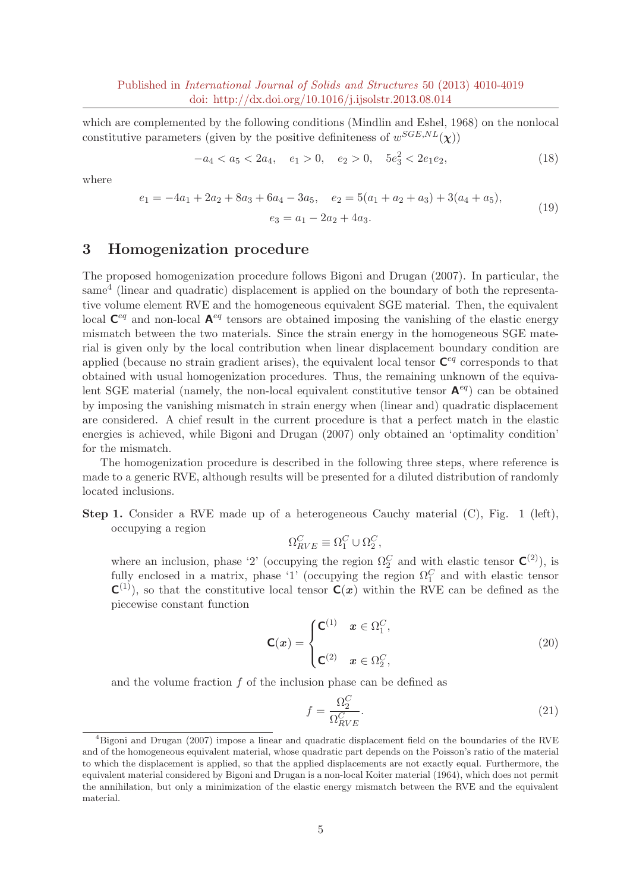which are complemented by the following conditions (Mindlin and Eshel, 1968) on the nonlocal constitutive parameters (given by the positive definiteness of $w^{SGE,NL}(\boldsymbol{\chi})$)

$$-a_4 < a_5 < 2a_4, \quad e_1 > 0, \quad e_2 > 0, \quad 5e_3^2 < 2e_1 e_2, \tag{18}$$

where

$$\begin{gathered} e_1 = -4a_1 + 2a_2 + 8a_3 + 6a_4 - 3a_5, \quad e_2 = 5(a_1 + a_2 + a_3) + 3(a_4 + a_5), \\ e_3 = a_1 - 2a_2 + 4a_3. \end{gathered} \tag{19}$$

## 3 Homogenization procedure

The proposed homogenization procedure follows Bigoni and Drugan (2007). In particular, the same[4] (linear and quadratic) displacement is applied on the boundary of both the representative volume element RVE and the homogeneous equivalent SGE material. Then, the equivalent local $\mathbf{C}^{eq}$ and non-local $\mathbf{A}^{eq}$ tensors are obtained imposing the vanishing of the elastic energy mismatch between the two materials. Since the strain energy in the homogeneous SGE material is given only by the local contribution when linear displacement boundary condition are applied (because no strain gradient arises), the equivalent local tensor $\mathbf{C}^{eq}$ corresponds to that obtained with usual homogenization procedures. Thus, the remaining unknown of the equivalent SGE material (namely, the non-local equivalent constitutive tensor $\mathbf{A}^{eq}$) can be obtained by imposing the vanishing mismatch in strain energy when (linear and) quadratic displacement are considered. A chief result in the current procedure is that a perfect match in the elastic energies is achieved, while Bigoni and Drugan (2007) only obtained an 'optimality condition' for the mismatch.

The homogenization procedure is described in the following three steps, where reference is made to a generic RVE, although results will be presented for a diluted distribution of randomly located inclusions.

**Step 1.** Consider a RVE made up of a heterogeneous Cauchy material (C), Fig. 1 (left), occupying a region

$$\Omega_{RVE}^C \equiv \Omega_1^C \cup \Omega_2^C,$$

where an inclusion, phase '2' (occupying the region $\Omega_2^C$ and with elastic tensor $\mathbf{C}^{(2)}$), is fully enclosed in a matrix, phase '1' (occupying the region $\Omega_1^C$ and with elastic tensor $\mathbf{C}^{(1)}$), so that the constitutive local tensor $\mathbf{C}(\boldsymbol{x})$ within the RVE can be defined as the piecewise constant function

$$\mathbf{C}(\boldsymbol{x}) = \begin{cases} \mathbf{C}^{(1)} & \boldsymbol{x} \in \Omega_1^C, \\ \\ \mathbf{C}^{(2)} & \boldsymbol{x} \in \Omega_2^C, \end{cases} \tag{20}$$

and the volume fraction $f$ of the inclusion phase can be defined as

$$f = \frac{\Omega_2^C}{\Omega_{RVE}^C}. \tag{21}$$

[4] Bigoni and Drugan (2007) impose a linear and quadratic displacement field on the boundaries of the RVE and of the homogeneous equivalent material, whose quadratic part depends on the Poisson's ratio of the material to which the displacement is applied, so that the applied displacements are not exactly equal. Furthermore, the equivalent material considered by Bigoni and Drugan is a non-local Koiter material (1964), which does not permit the annihilation, but only a minimization of the elastic energy mismatch between the RVE and the equivalent material.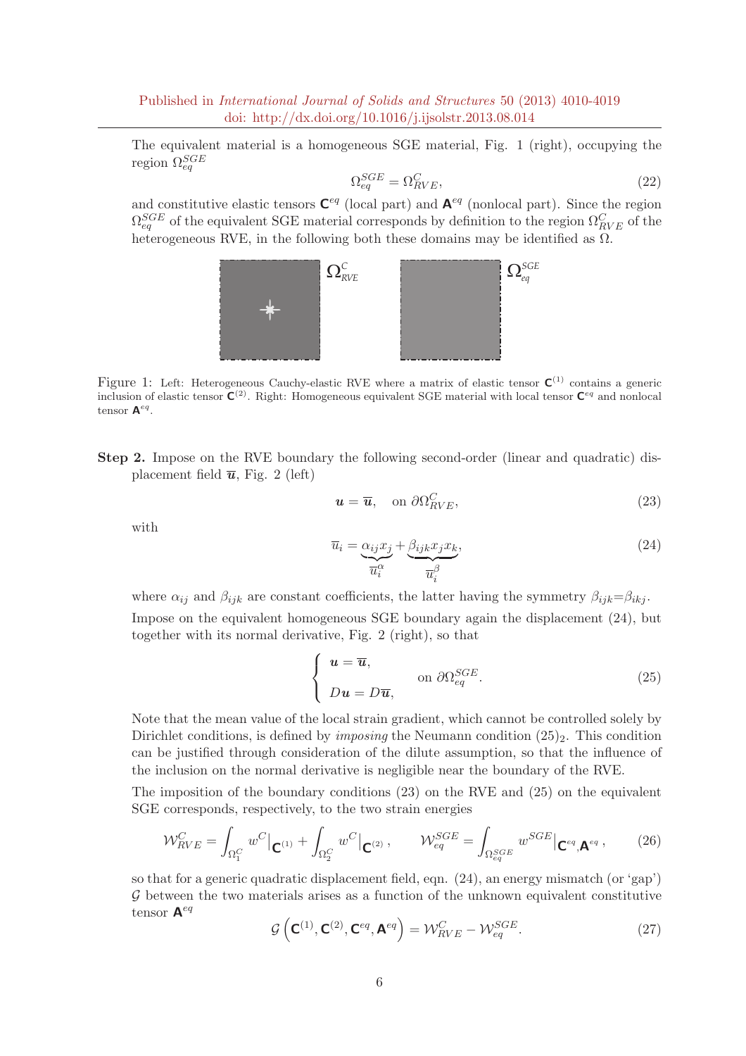The equivalent material is a homogeneous SGE material, Fig. 1 (right), occupying the region $\Omega_{eq}^{SGE}$

$$\Omega_{eq}^{SGE} = \Omega_{RVE}^{C}, \tag{22}$$

and constitutive elastic tensors $\mathsf{C}^{eq}$ (local part) and $\mathsf{A}^{eq}$ (nonlocal part). Since the region $\Omega_{eq}^{SGE}$ of the equivalent SGE material corresponds by definition to the region $\Omega_{RVE}^{C}$ of the heterogeneous RVE, in the following both these domains may be identified as $\Omega$.

Figure 1: Left: Heterogeneous Cauchy-elastic RVE where a matrix of elastic tensor $\mathsf{C}^{(1)}$ contains a generic inclusion of elastic tensor $\mathsf{C}^{(2)}$. Right: Homogeneous equivalent SGE material with local tensor $\mathsf{C}^{eq}$ and nonlocal tensor $\mathsf{A}^{eq}$.

**Step 2.** Impose on the RVE boundary the following second-order (linear and quadratic) displacement field $\overline{\boldsymbol{u}}$, Fig. 2 (left)

$$\boldsymbol{u} = \overline{\boldsymbol{u}}, \quad \text{on } \partial\Omega_{RVE}^{C}, \tag{23}$$

with

$$\overline{u}_i = \underbrace{\alpha_{ij} x_j}_{\overline{u}_i^{\alpha}} + \underbrace{\beta_{ijk} x_j x_k}_{\overline{u}_i^{\beta}}, \tag{24}$$

where $\alpha_{ij}$ and $\beta_{ijk}$ are constant coefficients, the latter having the symmetry $\beta_{ijk}=\beta_{ikj}$.

Impose on the equivalent homogeneous SGE boundary again the displacement (24), but together with its normal derivative, Fig. 2 (right), so that

$$\begin{cases} \boldsymbol{u} = \overline{\boldsymbol{u}}, \\ D\boldsymbol{u} = D\overline{\boldsymbol{u}}, \end{cases} \quad \text{on } \partial\Omega_{eq}^{SGE}. \tag{25}$$

Note that the mean value of the local strain gradient, which cannot be controlled solely by Dirichlet conditions, is defined by *imposing* the Neumann condition $(25)_2$. This condition can be justified through consideration of the dilute assumption, so that the influence of the inclusion on the normal derivative is negligible near the boundary of the RVE.

The imposition of the boundary conditions (23) on the RVE and (25) on the equivalent SGE corresponds, respectively, to the two strain energies

$$\mathcal{W}_{RVE}^{C} = \int_{\Omega_1^C} w^C\big|_{\mathsf{C}^{(1)}} + \int_{\Omega_2^C} w^C\big|_{\mathsf{C}^{(2)}}, \qquad \mathcal{W}_{eq}^{SGE} = \int_{\Omega_{eq}^{SGE}} w^{SGE}\big|_{\mathsf{C}^{eq},\mathsf{A}^{eq}}, \tag{26}$$

so that for a generic quadratic displacement field, eqn. (24), an energy mismatch (or 'gap') $\mathcal{G}$ between the two materials arises as a function of the unknown equivalent constitutive tensor $\mathsf{A}^{eq}$

$$\mathcal{G}\left(\mathsf{C}^{(1)}, \mathsf{C}^{(2)}, \mathsf{C}^{eq}, \mathsf{A}^{eq}\right) = \mathcal{W}_{RVE}^{C} - \mathcal{W}_{eq}^{SGE}. \tag{27}$$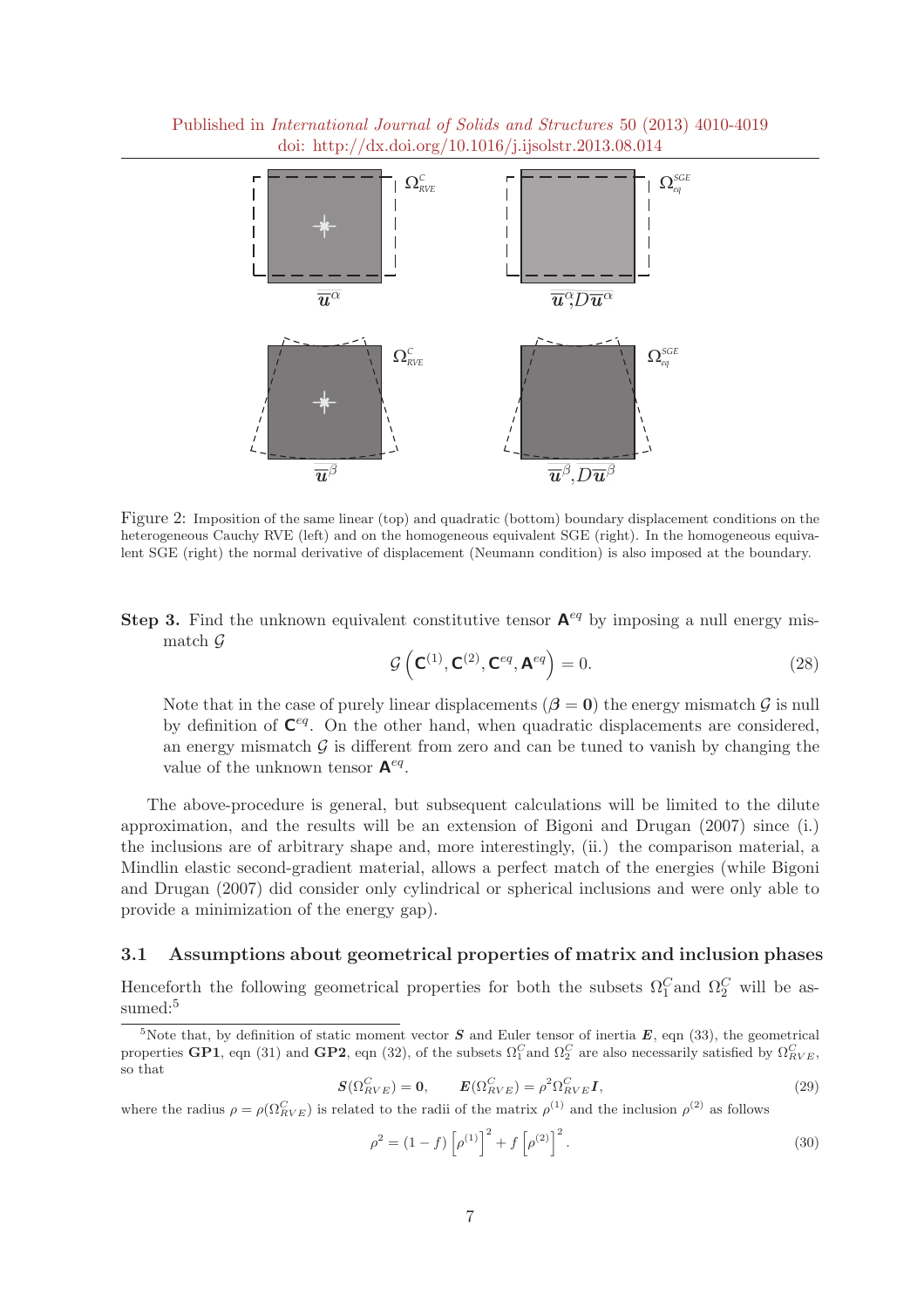Figure 2: Imposition of the same linear (top) and quadratic (bottom) boundary displacement conditions on the heterogeneous Cauchy RVE (left) and on the homogeneous equivalent SGE (right). In the homogeneous equivalent SGE (right) the normal derivative of displacement (Neumann condition) is also imposed at the boundary.

**Step 3.** Find the unknown equivalent constitutive tensor $\mathsf{A}^{eq}$ by imposing a null energy mismatch $\mathcal{G}$

$$\mathcal{G}\left(\mathsf{C}^{(1)}, \mathsf{C}^{(2)}, \mathsf{C}^{eq}, \mathsf{A}^{eq}\right) = 0. \tag{28}$$

Note that in the case of purely linear displacements ($\boldsymbol{\beta} = \mathbf{0}$) the energy mismatch $\mathcal{G}$ is null by definition of $\mathsf{C}^{eq}$. On the other hand, when quadratic displacements are considered, an energy mismatch $\mathcal{G}$ is different from zero and can be tuned to vanish by changing the value of the unknown tensor $\mathsf{A}^{eq}$.

The above-procedure is general, but subsequent calculations will be limited to the dilute approximation, and the results will be an extension of Bigoni and Drugan (2007) since (i.) the inclusions are of arbitrary shape and, more interestingly, (ii.) the comparison material, a Mindlin elastic second-gradient material, allows a perfect match of the energies (while Bigoni and Drugan (2007) did consider only cylindrical or spherical inclusions and were only able to provide a minimization of the energy gap).

### 3.1 Assumptions about geometrical properties of matrix and inclusion phases

Henceforth the following geometrical properties for both the subsets $\Omega_1^C$ and $\Omega_2^C$ will be assumed:[5]

[5] Note that, by definition of static moment vector $\boldsymbol{S}$ and Euler tensor of inertia $\boldsymbol{E}$, eqn (33), the geometrical properties **GP1**, eqn (31) and **GP2**, eqn (32), of the subsets $\Omega_1^C$ and $\Omega_2^C$ are also necessarily satisfied by $\Omega_{RVE}^C$, so that

$$\boldsymbol{S}(\Omega_{RVE}^C) = \mathbf{0}, \qquad \boldsymbol{E}(\Omega_{RVE}^C) = \rho^2 \Omega_{RVE}^C \boldsymbol{I}, \tag{29}$$

where the radius $\rho = \rho(\Omega_{RVE}^C)$ is related to the radii of the matrix $\rho^{(1)}$ and the inclusion $\rho^{(2)}$ as follows

$$\rho^2 = (1-f)\left[\rho^{(1)}\right]^2 + f\left[\rho^{(2)}\right]^2. \tag{30}$$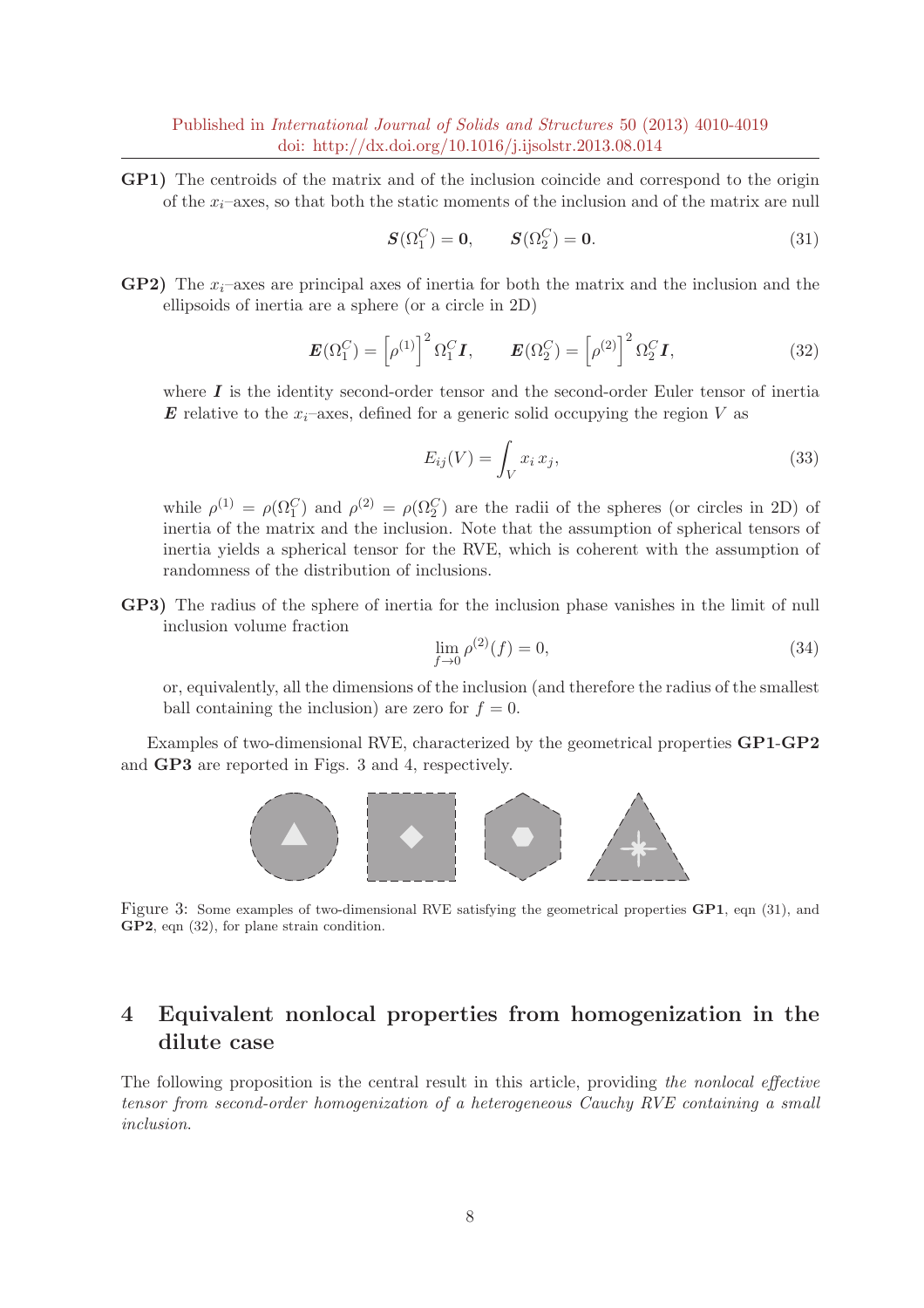**GP1)** The centroids of the matrix and of the inclusion coincide and correspond to the origin of the $x_i$–axes, so that both the static moments of the inclusion and of the matrix are null

$$\boldsymbol{S}(\Omega_1^C) = \boldsymbol{0}, \qquad \boldsymbol{S}(\Omega_2^C) = \boldsymbol{0}. \tag{31}$$

**GP2)** The $x_i$–axes are principal axes of inertia for both the matrix and the inclusion and the ellipsoids of inertia are a sphere (or a circle in 2D)

$$\boldsymbol{E}(\Omega_1^C) = \left[\rho^{(1)}\right]^2 \Omega_1^C \boldsymbol{I}, \qquad \boldsymbol{E}(\Omega_2^C) = \left[\rho^{(2)}\right]^2 \Omega_2^C \boldsymbol{I}, \tag{32}$$

where $\boldsymbol{I}$ is the identity second-order tensor and the second-order Euler tensor of inertia $\boldsymbol{E}$ relative to the $x_i$–axes, defined for a generic solid occupying the region $V$ as

$$E_{ij}(V) = \int_V x_i\, x_j, \tag{33}$$

while $\rho^{(1)} = \rho(\Omega_1^C)$ and $\rho^{(2)} = \rho(\Omega_2^C)$ are the radii of the spheres (or circles in 2D) of inertia of the matrix and the inclusion. Note that the assumption of spherical tensors of inertia yields a spherical tensor for the RVE, which is coherent with the assumption of randomness of the distribution of inclusions.

**GP3)** The radius of the sphere of inertia for the inclusion phase vanishes in the limit of null inclusion volume fraction

$$\lim_{f \to 0} \rho^{(2)}(f) = 0, \tag{34}$$

or, equivalently, all the dimensions of the inclusion (and therefore the radius of the smallest ball containing the inclusion) are zero for $f = 0$.

Examples of two-dimensional RVE, characterized by the geometrical properties **GP1**-**GP2** and **GP3** are reported in Figs. 3 and 4, respectively.

Figure 3: Some examples of two-dimensional RVE satisfying the geometrical properties **GP1**, eqn (31), and **GP2**, eqn (32), for plane strain condition.

## 4 Equivalent nonlocal properties from homogenization in the dilute case

The following proposition is the central result in this article, providing *the nonlocal effective tensor from second-order homogenization of a heterogeneous Cauchy RVE containing a small inclusion*.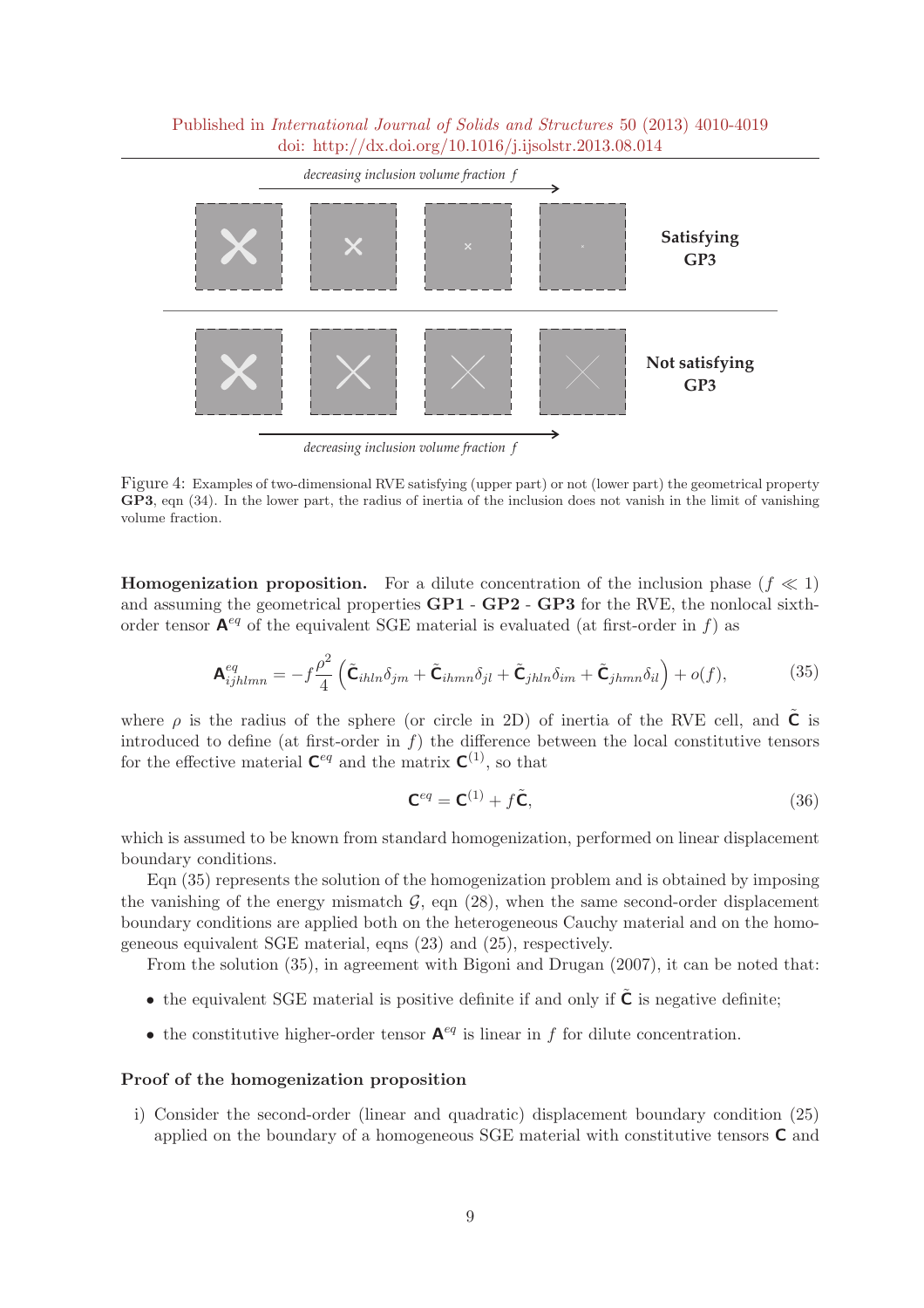decreasing inclusion volume fraction $f$

Satisfying GP3

Not satisfying GP3

decreasing inclusion volume fraction $f$

Figure 4: Examples of two-dimensional RVE satisfying (upper part) or not (lower part) the geometrical property **GP3**, eqn (34). In the lower part, the radius of inertia of the inclusion does not vanish in the limit of vanishing volume fraction.

**Homogenization proposition.** For a dilute concentration of the inclusion phase ($f \ll 1$) and assuming the geometrical properties **GP1** - **GP2** - **GP3** for the RVE, the nonlocal sixth-order tensor $\mathbf{A}^{eq}$ of the equivalent SGE material is evaluated (at first-order in $f$) as

$$\mathbf{A}^{eq}_{ijhlmn} = -f\frac{\rho^2}{4}\left(\tilde{\mathbf{C}}_{ihln}\delta_{jm} + \tilde{\mathbf{C}}_{ihmn}\delta_{jl} + \tilde{\mathbf{C}}_{jhln}\delta_{im} + \tilde{\mathbf{C}}_{jhmn}\delta_{il}\right) + o(f), \tag{35}$$

where $\rho$ is the radius of the sphere (or circle in 2D) of inertia of the RVE cell, and $\tilde{\mathbf{C}}$ is introduced to define (at first-order in $f$) the difference between the local constitutive tensors for the effective material $\mathbf{C}^{eq}$ and the matrix $\mathbf{C}^{(1)}$, so that

$$\mathbf{C}^{eq} = \mathbf{C}^{(1)} + f\tilde{\mathbf{C}}, \tag{36}$$

which is assumed to be known from standard homogenization, performed on linear displacement boundary conditions.

Eqn (35) represents the solution of the homogenization problem and is obtained by imposing the vanishing of the energy mismatch $\mathcal{G}$, eqn (28), when the same second-order displacement boundary conditions are applied both on the heterogeneous Cauchy material and on the homogeneous equivalent SGE material, eqns (23) and (25), respectively.

From the solution (35), in agreement with Bigoni and Drugan (2007), it can be noted that:

- the equivalent SGE material is positive definite if and only if $\tilde{\mathbf{C}}$ is negative definite;
- the constitutive higher-order tensor $\mathbf{A}^{eq}$ is linear in $f$ for dilute concentration.

**Proof of the homogenization proposition**

i) Consider the second-order (linear and quadratic) displacement boundary condition (25) applied on the boundary of a homogeneous SGE material with constitutive tensors $\mathbf{C}$ and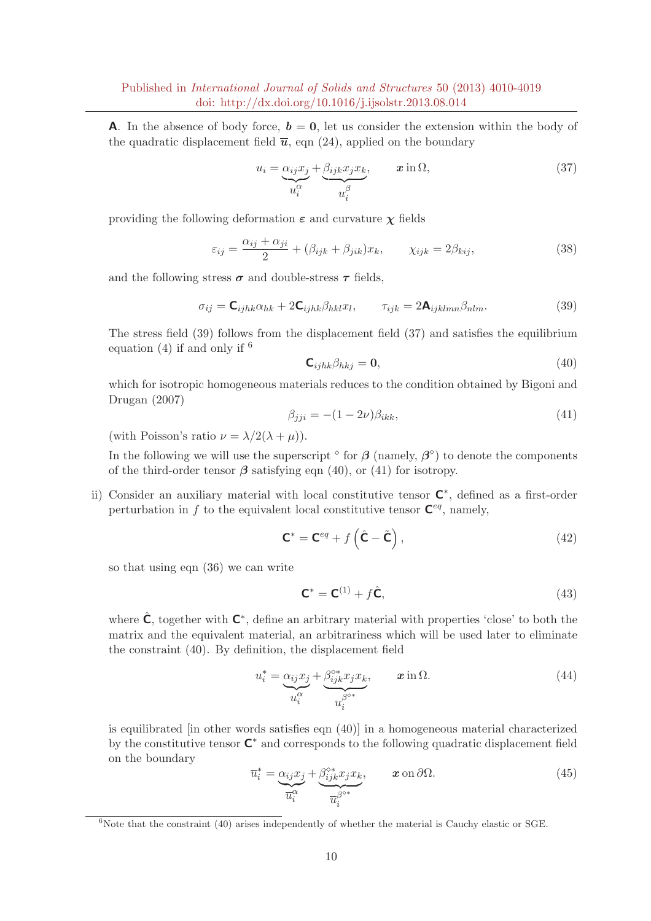**A**. In the absence of body force, $\boldsymbol{b} = \mathbf{0}$, let us consider the extension within the body of the quadratic displacement field $\overline{\boldsymbol{u}}$, eqn (24), applied on the boundary

$$u_i = \underbrace{\alpha_{ij} x_j}_{u_i^\alpha} + \underbrace{\beta_{ijk} x_j x_k}_{u_i^\beta}, \qquad \boldsymbol{x} \text{ in } \Omega, \tag{37}$$

providing the following deformation $\boldsymbol{\varepsilon}$ and curvature $\boldsymbol{\chi}$ fields

$$\varepsilon_{ij} = \frac{\alpha_{ij} + \alpha_{ji}}{2} + (\beta_{ijk} + \beta_{jik}) x_k, \qquad \chi_{ijk} = 2\beta_{kij}, \tag{38}$$

and the following stress $\boldsymbol{\sigma}$ and double-stress $\boldsymbol{\tau}$ fields,

$$\sigma_{ij} = \mathsf{C}_{ijhk} \alpha_{hk} + 2\mathsf{C}_{ijhk} \beta_{hkl} x_l, \qquad \tau_{ijk} = 2\mathsf{A}_{ijklmn} \beta_{nlm}. \tag{39}$$

The stress field (39) follows from the displacement field (37) and satisfies the equilibrium equation (4) if and only if [6]

$$\mathsf{C}_{ijhk} \beta_{hkj} = \mathbf{0}, \tag{40}$$

which for isotropic homogeneous materials reduces to the condition obtained by Bigoni and Drugan (2007)

$$\beta_{jji} = -(1 - 2\nu) \beta_{ikk}, \tag{41}$$

(with Poisson's ratio $\nu = \lambda / 2(\lambda + \mu)$).

In the following we will use the superscript $^\diamond$ for $\boldsymbol{\beta}$ (namely, $\boldsymbol{\beta}^\diamond$) to denote the components of the third-order tensor $\boldsymbol{\beta}$ satisfying eqn (40), or (41) for isotropy.

ii) Consider an auxiliary material with local constitutive tensor $\mathsf{C}^*$, defined as a first-order perturbation in $f$ to the equivalent local constitutive tensor $\mathsf{C}^{eq}$, namely,

$$\mathsf{C}^* = \mathsf{C}^{eq} + f \left( \hat{\mathsf{C}} - \tilde{\mathsf{C}} \right), \tag{42}$$

so that using eqn (36) we can write

$$\mathsf{C}^* = \mathsf{C}^{(1)} + f \hat{\mathsf{C}}, \tag{43}$$

where $\hat{\mathsf{C}}$, together with $\mathsf{C}^*$, define an arbitrary material with properties 'close' to both the matrix and the equivalent material, an arbitrariness which will be used later to eliminate the constraint (40). By definition, the displacement field

$$u_i^* = \underbrace{\alpha_{ij} x_j}_{u_i^\alpha} + \underbrace{\beta_{ijk}^{\diamond *} x_j x_k}_{u_i^{\beta^{\diamond *}}}, \qquad \boldsymbol{x} \text{ in } \Omega. \tag{44}$$

is equilibrated [in other words satisfies eqn (40)] in a homogeneous material characterized by the constitutive tensor $\mathsf{C}^*$ and corresponds to the following quadratic displacement field on the boundary

$$\overline{u}_i^* = \underbrace{\alpha_{ij} x_j}_{\overline{u}_i^\alpha} + \underbrace{\beta_{ijk}^{\diamond *} x_j x_k}_{\overline{u}_i^{\beta^{\diamond *}}}, \qquad \boldsymbol{x} \text{ on } \partial\Omega. \tag{45}$$

[6] Note that the constraint (40) arises independently of whether the material is Cauchy elastic or SGE.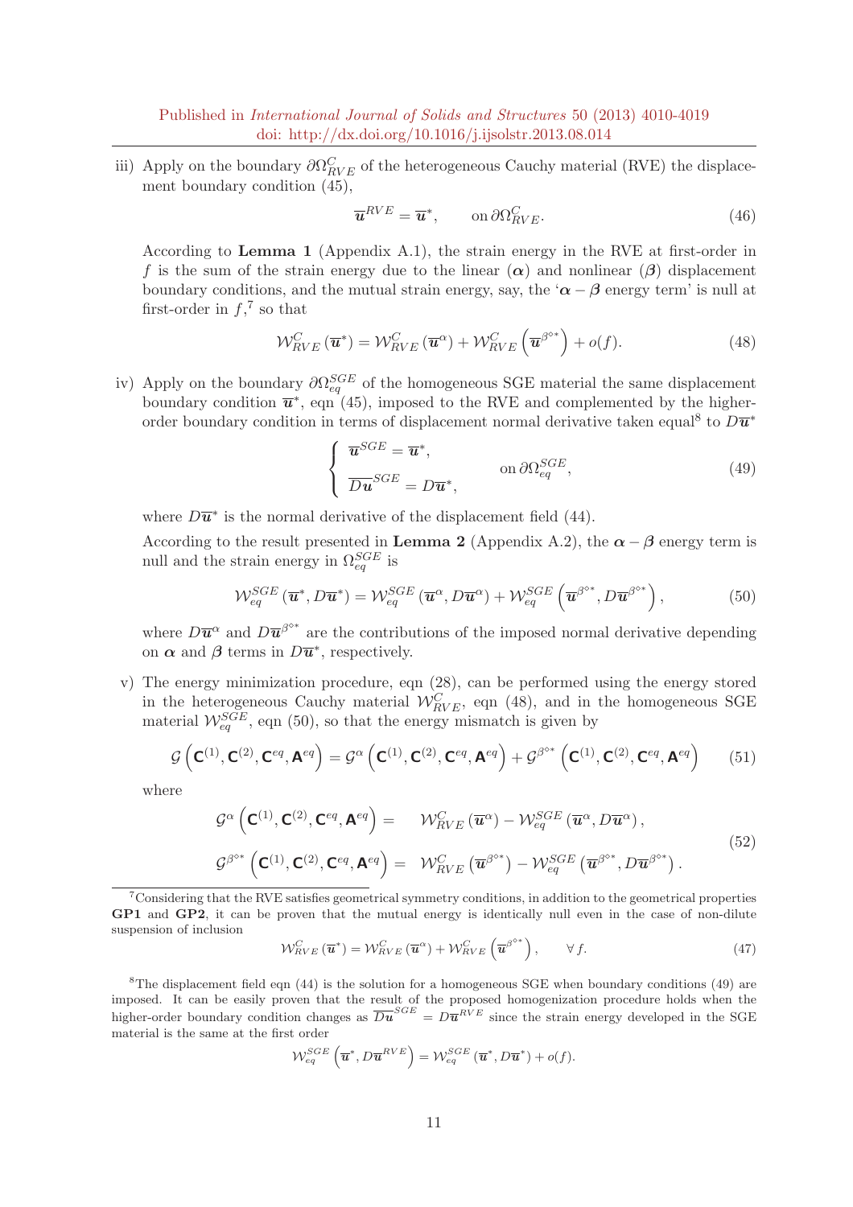iii) Apply on the boundary $\partial\Omega^C_{RVE}$ of the heterogeneous Cauchy material (RVE) the displacement boundary condition (45),

$$\overline{\boldsymbol{u}}^{RVE} = \overline{\boldsymbol{u}}^{*}, \qquad \text{on}\, \partial\Omega^C_{RVE}. \tag{46}$$

According to **Lemma 1** (Appendix A.1), the strain energy in the RVE at first-order in $f$ is the sum of the strain energy due to the linear ($\boldsymbol{\alpha}$) and nonlinear ($\boldsymbol{\beta}$) displacement boundary conditions, and the mutual strain energy, say, the '$\boldsymbol{\alpha}-\boldsymbol{\beta}$ energy term' is null at first-order in $f$,[7] so that

$$\mathcal{W}^C_{RVE}\left(\overline{\boldsymbol{u}}^{*}\right) = \mathcal{W}^C_{RVE}\left(\overline{\boldsymbol{u}}^{\alpha}\right) + \mathcal{W}^C_{RVE}\left(\overline{\boldsymbol{u}}^{\beta^{\diamond *}}\right) + o(f). \tag{48}$$

iv) Apply on the boundary $\partial\Omega^{SGE}_{eq}$ of the homogeneous SGE material the same displacement boundary condition $\overline{\boldsymbol{u}}^{*}$, eqn (45), imposed to the RVE and complemented by the higher-order boundary condition in terms of displacement normal derivative taken equal[8] to $D\overline{\boldsymbol{u}}^{*}$

$$\begin{cases} \overline{\boldsymbol{u}}^{SGE} = \overline{\boldsymbol{u}}^{*}, \\[2ex] \overline{D\boldsymbol{u}}^{SGE} = D\overline{\boldsymbol{u}}^{*}, \end{cases} \qquad \text{on}\, \partial\Omega^{SGE}_{eq}, \tag{49}$$

where $D\overline{\boldsymbol{u}}^{*}$ is the normal derivative of the displacement field (44).

According to the result presented in **Lemma 2** (Appendix A.2), the $\boldsymbol{\alpha}-\boldsymbol{\beta}$ energy term is null and the strain energy in $\Omega^{SGE}_{eq}$ is

$$\mathcal{W}^{SGE}_{eq}\left(\overline{\boldsymbol{u}}^{*}, D\overline{\boldsymbol{u}}^{*}\right) = \mathcal{W}^{SGE}_{eq}\left(\overline{\boldsymbol{u}}^{\alpha}, D\overline{\boldsymbol{u}}^{\alpha}\right) + \mathcal{W}^{SGE}_{eq}\left(\overline{\boldsymbol{u}}^{\beta^{\diamond *}}, D\overline{\boldsymbol{u}}^{\beta^{\diamond *}}\right), \tag{50}$$

where $D\overline{\boldsymbol{u}}^{\alpha}$ and $D\overline{\boldsymbol{u}}^{\beta^{\diamond *}}$ are the contributions of the imposed normal derivative depending on $\boldsymbol{\alpha}$ and $\boldsymbol{\beta}$ terms in $D\overline{\boldsymbol{u}}^{*}$, respectively.

v) The energy minimization procedure, eqn (28), can be performed using the energy stored in the heterogeneous Cauchy material $\mathcal{W}^C_{RVE}$, eqn (48), and in the homogeneous SGE material $\mathcal{W}^{SGE}_{eq}$, eqn (50), so that the energy mismatch is given by

$$\mathcal{G}\left(\mathbf{C}^{(1)}, \mathbf{C}^{(2)}, \mathbf{C}^{eq}, \mathbf{A}^{eq}\right) = \mathcal{G}^{\alpha}\left(\mathbf{C}^{(1)}, \mathbf{C}^{(2)}, \mathbf{C}^{eq}, \mathbf{A}^{eq}\right) + \mathcal{G}^{\beta^{\diamond *}}\left(\mathbf{C}^{(1)}, \mathbf{C}^{(2)}, \mathbf{C}^{eq}, \mathbf{A}^{eq}\right) \tag{51}$$

where

$$\begin{aligned} \mathcal{G}^{\alpha}\left(\mathbf{C}^{(1)}, \mathbf{C}^{(2)}, \mathbf{C}^{eq}, \mathbf{A}^{eq}\right) &= \quad \mathcal{W}^C_{RVE}\left(\overline{\boldsymbol{u}}^{\alpha}\right) - \mathcal{W}^{SGE}_{eq}\left(\overline{\boldsymbol{u}}^{\alpha}, D\overline{\boldsymbol{u}}^{\alpha}\right), \\ \mathcal{G}^{\beta^{\diamond *}}\left(\mathbf{C}^{(1)}, \mathbf{C}^{(2)}, \mathbf{C}^{eq}, \mathbf{A}^{eq}\right) &= \quad \mathcal{W}^C_{RVE}\left(\overline{\boldsymbol{u}}^{\beta^{\diamond *}}\right) - \mathcal{W}^{SGE}_{eq}\left(\overline{\boldsymbol{u}}^{\beta^{\diamond *}}, D\overline{\boldsymbol{u}}^{\beta^{\diamond *}}\right). \end{aligned} \tag{52}$$

---

[7] Considering that the RVE satisfies geometrical symmetry conditions, in addition to the geometrical properties **GP1** and **GP2**, it can be proven that the mutual energy is identically null even in the case of non-dilute suspension of inclusion

$$\mathcal{W}^C_{RVE}\left(\overline{\boldsymbol{u}}^{*}\right) = \mathcal{W}^C_{RVE}\left(\overline{\boldsymbol{u}}^{\alpha}\right) + \mathcal{W}^C_{RVE}\left(\overline{\boldsymbol{u}}^{\beta^{\diamond *}}\right), \qquad \forall\, f. \tag{47}$$

[8] The displacement field eqn (44) is the solution for a homogeneous SGE when boundary conditions (49) are imposed. It can be easily proven that the result of the proposed homogenization procedure holds when the higher-order boundary condition changes as $\overline{D\boldsymbol{u}}^{SGE} = D\overline{\boldsymbol{u}}^{RVE}$ since the strain energy developed in the SGE material is the same at the first order

$$\mathcal{W}^{SGE}_{eq}\left(\overline{\boldsymbol{u}}^{*}, D\overline{\boldsymbol{u}}^{RVE}\right) = \mathcal{W}^{SGE}_{eq}\left(\overline{\boldsymbol{u}}^{*}, D\overline{\boldsymbol{u}}^{*}\right) + o(f).$$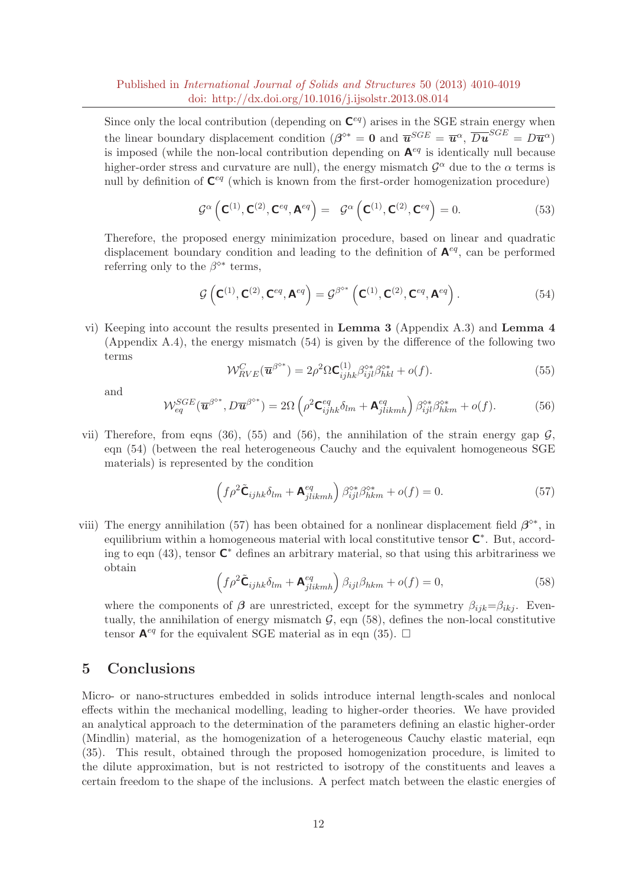Since only the local contribution (depending on $\mathbf{C}^{eq}$) arises in the SGE strain energy when the linear boundary displacement condition ($\boldsymbol{\beta}^{\diamond *} = \mathbf{0}$ and $\overline{\boldsymbol{u}}^{SGE} = \overline{\boldsymbol{u}}^{\alpha}$, $\overline{D\boldsymbol{u}}^{SGE} = D\overline{\boldsymbol{u}}^{\alpha}$) is imposed (while the non-local contribution depending on $\mathbf{A}^{eq}$ is identically null because higher-order stress and curvature are null), the energy mismatch $\mathcal{G}^{\alpha}$ due to the $\alpha$ terms is null by definition of $\mathbf{C}^{eq}$ (which is known from the first-order homogenization procedure)

$$
\mathcal{G}^{\alpha}\left(\mathbf{C}^{(1)}, \mathbf{C}^{(2)}, \mathbf{C}^{eq}, \mathbf{A}^{eq}\right) = \mathcal{G}^{\alpha}\left(\mathbf{C}^{(1)}, \mathbf{C}^{(2)}, \mathbf{C}^{eq}\right) = 0. \tag{53}
$$

Therefore, the proposed energy minimization procedure, based on linear and quadratic displacement boundary condition and leading to the definition of $\mathbf{A}^{eq}$, can be performed referring only to the $\beta^{\diamond *}$ terms,

$$
\mathcal{G}\left(\mathbf{C}^{(1)}, \mathbf{C}^{(2)}, \mathbf{C}^{eq}, \mathbf{A}^{eq}\right) = \mathcal{G}^{\beta^{\diamond *}}\left(\mathbf{C}^{(1)}, \mathbf{C}^{(2)}, \mathbf{C}^{eq}, \mathbf{A}^{eq}\right). \tag{54}
$$

vi) Keeping into account the results presented in **Lemma 3** (Appendix A.3) and **Lemma 4** (Appendix A.4), the energy mismatch (54) is given by the difference of the following two terms

$$
\mathcal{W}_{RVE}^{C}(\overline{\boldsymbol{u}}^{\beta^{\diamond *}}) = 2\rho^2 \Omega \mathbf{C}^{(1)}_{ijhk} \beta^{\diamond *}_{ijl} \beta^{\diamond *}_{hkl} + o(f). \tag{55}
$$

and

$$
\mathcal{W}_{eq}^{SGE}(\overline{\boldsymbol{u}}^{\beta^{\diamond *}}, D\overline{\boldsymbol{u}}^{\beta^{\diamond *}}) = 2\Omega \left(\rho^2 \mathbf{C}^{eq}_{ijhk} \delta_{lm} + \mathbf{A}^{eq}_{jlikmh}\right) \beta^{\diamond *}_{ijl} \beta^{\diamond *}_{hkm} + o(f). \tag{56}
$$

vii) Therefore, from eqns (36), (55) and (56), the annihilation of the strain energy gap $\mathcal{G}$, eqn (54) (between the real heterogeneous Cauchy and the equivalent homogeneous SGE materials) is represented by the condition

$$
\left(f \rho^2 \tilde{\mathbf{C}}_{ijhk} \delta_{lm} + \mathbf{A}^{eq}_{jlikmh}\right) \beta^{\diamond *}_{ijl} \beta^{\diamond *}_{hkm} + o(f) = 0. \tag{57}
$$

viii) The energy annihilation (57) has been obtained for a nonlinear displacement field $\boldsymbol{\beta}^{\diamond *}$, in equilibrium within a homogeneous material with local constitutive tensor $\mathbf{C}^{*}$. But, according to eqn (43), tensor $\mathbf{C}^{*}$ defines an arbitrary material, so that using this arbitrariness we obtain

$$
\left(f \rho^2 \tilde{\mathbf{C}}_{ijhk} \delta_{lm} + \mathbf{A}^{eq}_{jlikmh}\right) \beta_{ijl} \beta_{hkm} + o(f) = 0, \tag{58}
$$

where the components of $\boldsymbol{\beta}$ are unrestricted, except for the symmetry $\beta_{ijk} = \beta_{ikj}$. Eventually, the annihilation of energy mismatch $\mathcal{G}$, eqn (58), defines the non-local constitutive tensor $\mathbf{A}^{eq}$ for the equivalent SGE material as in eqn (35). $\square$

## 5 Conclusions

Micro- or nano-structures embedded in solids introduce internal length-scales and nonlocal effects within the mechanical modelling, leading to higher-order theories. We have provided an analytical approach to the determination of the parameters defining an elastic higher-order (Mindlin) material, as the homogenization of a heterogeneous Cauchy elastic material, eqn (35). This result, obtained through the proposed homogenization procedure, is limited to the dilute approximation, but is not restricted to isotropy of the constituents and leaves a certain freedom to the shape of the inclusions. A perfect match between the elastic energies of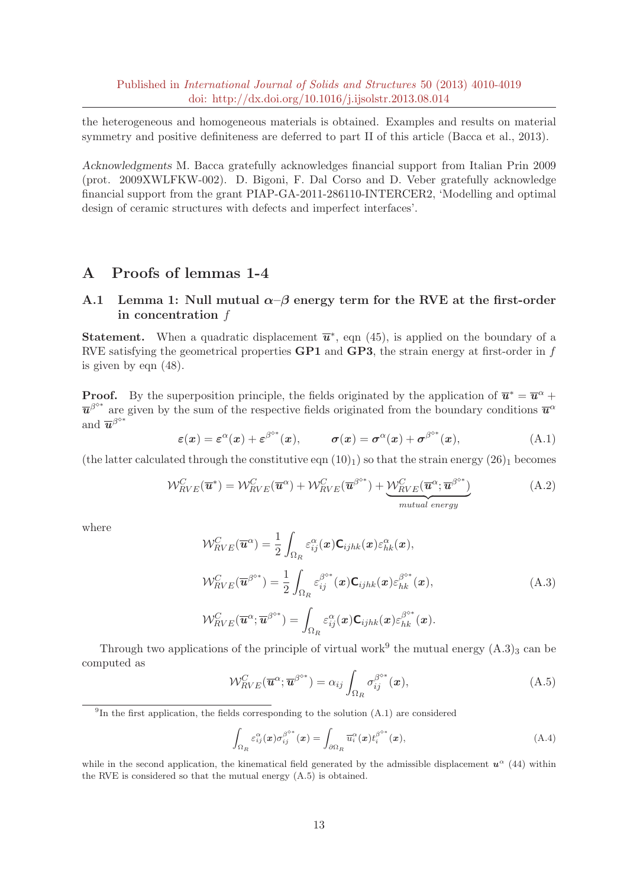the heterogeneous and homogeneous materials is obtained. Examples and results on material symmetry and positive definiteness are deferred to part II of this article (Bacca et al., 2013).

*Acknowledgments* M. Bacca gratefully acknowledges financial support from Italian Prin 2009 (prot. 2009XWLFKW-002). D. Bigoni, F. Dal Corso and D. Veber gratefully acknowledge financial support from the grant PIAP-GA-2011-286110-INTERCER2, 'Modelling and optimal design of ceramic structures with defects and imperfect interfaces'.

# A Proofs of lemmas 1-4

## A.1 Lemma 1: Null mutual $\alpha$–$\beta$ energy term for the RVE at the first-order in concentration $f$

**Statement.** When a quadratic displacement $\overline{\boldsymbol{u}}^*$, eqn (45), is applied on the boundary of a RVE satisfying the geometrical properties **GP1** and **GP3**, the strain energy at first-order in $f$ is given by eqn (48).

**Proof.** By the superposition principle, the fields originated by the application of $\overline{\boldsymbol{u}}^* = \overline{\boldsymbol{u}}^\alpha + \overline{\boldsymbol{u}}^{\beta^{\diamond *}}$ are given by the sum of the respective fields originated from the boundary conditions $\overline{\boldsymbol{u}}^\alpha$ and $\overline{\boldsymbol{u}}^{\beta^{\diamond *}}$

$$\boldsymbol{\varepsilon}(\boldsymbol{x}) = \boldsymbol{\varepsilon}^\alpha(\boldsymbol{x}) + \boldsymbol{\varepsilon}^{\beta^{\diamond *}}(\boldsymbol{x}), \qquad \boldsymbol{\sigma}(\boldsymbol{x}) = \boldsymbol{\sigma}^\alpha(\boldsymbol{x}) + \boldsymbol{\sigma}^{\beta^{\diamond *}}(\boldsymbol{x}), \tag{A.1}$$

(the latter calculated through the constitutive eqn $(10)_1$) so that the strain energy $(26)_1$ becomes

$$\mathcal{W}^C_{RVE}(\overline{\boldsymbol{u}}^*) = \mathcal{W}^C_{RVE}(\overline{\boldsymbol{u}}^\alpha) + \mathcal{W}^C_{RVE}(\overline{\boldsymbol{u}}^{\beta^{\diamond *}}) + \underbrace{\mathcal{W}^C_{RVE}(\overline{\boldsymbol{u}}^\alpha; \overline{\boldsymbol{u}}^{\beta^{\diamond *}})}_{mutual\ energy} \tag{A.2}$$

where

$$\begin{aligned}
\mathcal{W}^C_{RVE}(\overline{\boldsymbol{u}}^\alpha) &= \frac{1}{2}\int_{\Omega_R} \varepsilon^\alpha_{ij}(\boldsymbol{x}) \mathsf{C}_{ijhk}(\boldsymbol{x}) \varepsilon^\alpha_{hk}(\boldsymbol{x}), \\
\mathcal{W}^C_{RVE}(\overline{\boldsymbol{u}}^{\beta^{\diamond *}}) &= \frac{1}{2}\int_{\Omega_R} \varepsilon^{\beta^{\diamond *}}_{ij}(\boldsymbol{x}) \mathsf{C}_{ijhk}(\boldsymbol{x}) \varepsilon^{\beta^{\diamond *}}_{hk}(\boldsymbol{x}), \\
\mathcal{W}^C_{RVE}(\overline{\boldsymbol{u}}^\alpha; \overline{\boldsymbol{u}}^{\beta^{\diamond *}}) &= \int_{\Omega_R} \varepsilon^\alpha_{ij}(\boldsymbol{x}) \mathsf{C}_{ijhk}(\boldsymbol{x}) \varepsilon^{\beta^{\diamond *}}_{hk}(\boldsymbol{x}).
\end{aligned} \tag{A.3}$$

Through two applications of the principle of virtual work[9] the mutual energy $(A.3)_3$ can be computed as

$$\mathcal{W}^C_{RVE}(\overline{\boldsymbol{u}}^\alpha; \overline{\boldsymbol{u}}^{\beta^{\diamond *}}) = \alpha_{ij} \int_{\Omega_R} \sigma^{\beta^{\diamond *}}_{ij}(\boldsymbol{x}), \tag{A.5}$$

---

[9] In the first application, the fields corresponding to the solution (A.1) are considered

$$\int_{\Omega_R} \varepsilon^\alpha_{ij}(\boldsymbol{x}) \sigma^{\beta^{\diamond *}}_{ij}(\boldsymbol{x}) = \int_{\partial\Omega_R} \overline{u}^\alpha_i(\boldsymbol{x}) t^{\beta^{\diamond *}}_i(\boldsymbol{x}), \tag{A.4}$$

while in the second application, the kinematical field generated by the admissible displacement $\boldsymbol{u}^\alpha$ (44) within the RVE is considered so that the mutual energy (A.5) is obtained.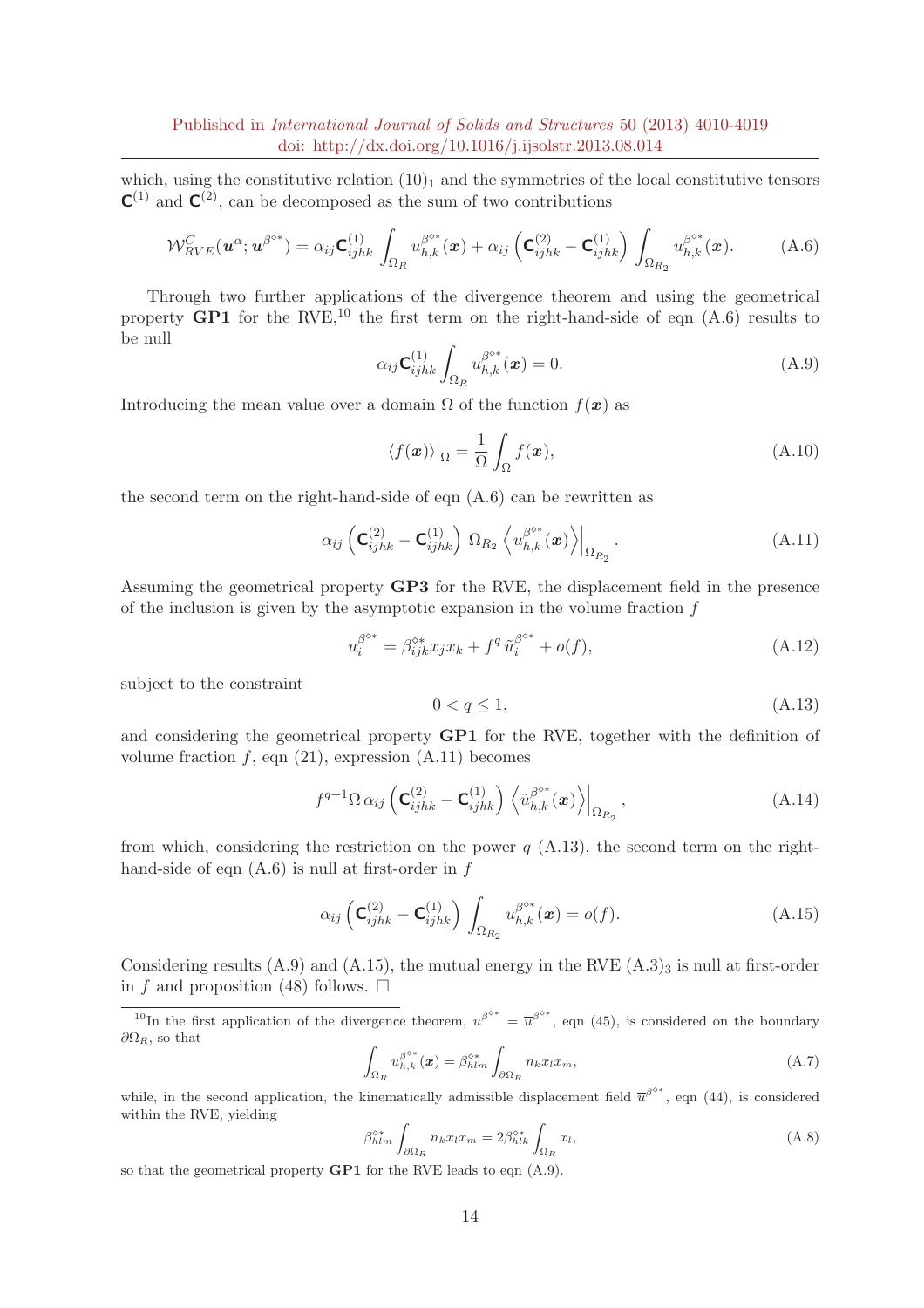which, using the constitutive relation $(10)_1$ and the symmetries of the local constitutive tensors $\mathbf{C}^{(1)}$ and $\mathbf{C}^{(2)}$, can be decomposed as the sum of two contributions

$$\mathcal{W}^C_{RVE}(\overline{\boldsymbol{u}}^{\alpha};\overline{\boldsymbol{u}}^{\beta^{\diamond *}}) = \alpha_{ij}\mathbf{C}^{(1)}_{ijhk}\int_{\Omega_R} u^{\beta^{\diamond *}}_{h,k}(\boldsymbol{x}) + \alpha_{ij}\left(\mathbf{C}^{(2)}_{ijhk}-\mathbf{C}^{(1)}_{ijhk}\right)\int_{\Omega_{R_2}} u^{\beta^{\diamond *}}_{h,k}(\boldsymbol{x}). \tag{A.6}$$

Through two further applications of the divergence theorem and using the geometrical property **GP1** for the RVE,[10] the first term on the right-hand-side of eqn (A.6) results to be null

$$\alpha_{ij}\mathbf{C}^{(1)}_{ijhk}\int_{\Omega_R} u^{\beta^{\diamond *}}_{h,k}(\boldsymbol{x}) = 0. \tag{A.9}$$

Introducing the mean value over a domain $\Omega$ of the function $f(\boldsymbol{x})$ as

$$\langle f(\boldsymbol{x})\rangle|_{\Omega} = \frac{1}{\Omega}\int_{\Omega} f(\boldsymbol{x}), \tag{A.10}$$

the second term on the right-hand-side of eqn (A.6) can be rewritten as

$$\alpha_{ij}\left(\mathbf{C}^{(2)}_{ijhk}-\mathbf{C}^{(1)}_{ijhk}\right)\,\Omega_{R_2}\left\langle u^{\beta^{\diamond *}}_{h,k}(\boldsymbol{x})\right\rangle\Big|_{\Omega_{R_2}}. \tag{A.11}$$

Assuming the geometrical property **GP3** for the RVE, the displacement field in the presence of the inclusion is given by the asymptotic expansion in the volume fraction $f$

$$u^{\beta^{\diamond *}}_i = \beta^{\diamond *}_{ijk}x_j x_k + f^q\,\tilde{u}^{\beta^{\diamond *}}_i + o(f), \tag{A.12}$$

subject to the constraint

$$0 < q \leq 1, \tag{A.13}$$

and considering the geometrical property **GP1** for the RVE, together with the definition of volume fraction $f$, eqn (21), expression (A.11) becomes

$$f^{q+1}\Omega\,\alpha_{ij}\left(\mathbf{C}^{(2)}_{ijhk}-\mathbf{C}^{(1)}_{ijhk}\right)\left\langle \tilde{u}^{\beta^{\diamond *}}_{h,k}(\boldsymbol{x})\right\rangle\Big|_{\Omega_{R_2}}, \tag{A.14}$$

from which, considering the restriction on the power $q$ (A.13), the second term on the right-hand-side of eqn (A.6) is null at first-order in $f$

$$\alpha_{ij}\left(\mathbf{C}^{(2)}_{ijhk}-\mathbf{C}^{(1)}_{ijhk}\right)\int_{\Omega_{R_2}} u^{\beta^{\diamond *}}_{h,k}(\boldsymbol{x}) = o(f). \tag{A.15}$$

Considering results (A.9) and (A.15), the mutual energy in the RVE $(A.3)_3$ is null at first-order in $f$ and proposition (48) follows. $\square$

[10] In the first application of the divergence theorem, $u^{\beta^{\diamond *}} = \overline{u}^{\beta^{\diamond *}}$, eqn (45), is considered on the boundary $\partial\Omega_R$, so that

$$\int_{\Omega_R} u^{\beta^{\diamond *}}_{h,k}(\boldsymbol{x}) = \beta^{\diamond *}_{hlm}\int_{\partial\Omega_R} n_k x_l x_m, \tag{A.7}$$

while, in the second application, the kinematically admissible displacement field $\overline{u}^{\beta^{\diamond *}}$, eqn (44), is considered within the RVE, yielding

$$\beta^{\diamond *}_{hlm}\int_{\partial\Omega_R} n_k x_l x_m = 2\beta^{\diamond *}_{hlk}\int_{\Omega_R} x_l, \tag{A.8}$$

so that the geometrical property **GP1** for the RVE leads to eqn (A.9).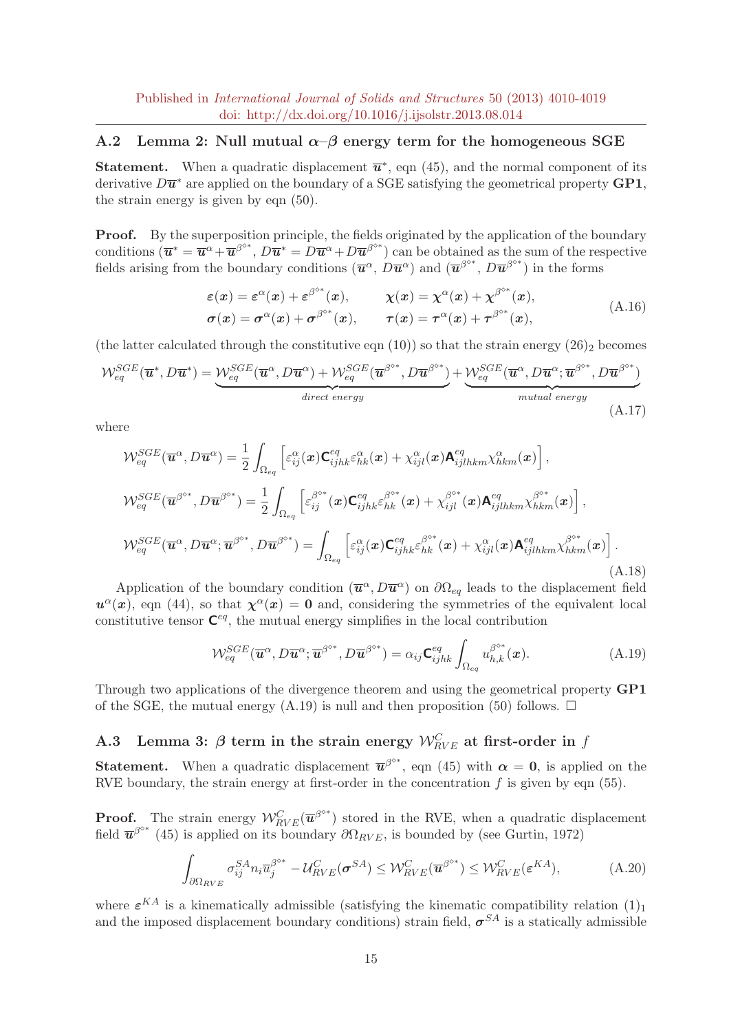### A.2 Lemma 2: Null mutual $\alpha$–$\beta$ energy term for the homogeneous SGE

**Statement.** When a quadratic displacement $\overline{\boldsymbol{u}}^*$, eqn (45), and the normal component of its derivative $D\overline{\boldsymbol{u}}^*$ are applied on the boundary of a SGE satisfying the geometrical property **GP1**, the strain energy is given by eqn (50).

**Proof.** By the superposition principle, the fields originated by the application of the boundary conditions ($\overline{\boldsymbol{u}}^* = \overline{\boldsymbol{u}}^\alpha + \overline{\boldsymbol{u}}^{\beta^{\diamond *}}$, $D\overline{\boldsymbol{u}}^* = D\overline{\boldsymbol{u}}^\alpha + D\overline{\boldsymbol{u}}^{\beta^{\diamond *}}$) can be obtained as the sum of the respective fields arising from the boundary conditions ($\overline{\boldsymbol{u}}^\alpha$, $D\overline{\boldsymbol{u}}^\alpha$) and ($\overline{\boldsymbol{u}}^{\beta^{\diamond *}}$, $D\overline{\boldsymbol{u}}^{\beta^{\diamond *}}$) in the forms

$$
\begin{aligned}
&\boldsymbol{\varepsilon}(\boldsymbol{x}) = \boldsymbol{\varepsilon}^\alpha(\boldsymbol{x}) + \boldsymbol{\varepsilon}^{\beta^{\diamond *}}(\boldsymbol{x}), \qquad \boldsymbol{\chi}(\boldsymbol{x}) = \boldsymbol{\chi}^\alpha(\boldsymbol{x}) + \boldsymbol{\chi}^{\beta^{\diamond *}}(\boldsymbol{x}), \\
&\boldsymbol{\sigma}(\boldsymbol{x}) = \boldsymbol{\sigma}^\alpha(\boldsymbol{x}) + \boldsymbol{\sigma}^{\beta^{\diamond *}}(\boldsymbol{x}), \qquad \boldsymbol{\tau}(\boldsymbol{x}) = \boldsymbol{\tau}^\alpha(\boldsymbol{x}) + \boldsymbol{\tau}^{\beta^{\diamond *}}(\boldsymbol{x}),
\end{aligned}
\tag{A.16}
$$

(the latter calculated through the constitutive eqn (10)) so that the strain energy $(26)_2$ becomes

$$
\mathcal{W}_{eq}^{SGE}(\overline{\boldsymbol{u}}^*, D\overline{\boldsymbol{u}}^*) = \underbrace{\mathcal{W}_{eq}^{SGE}(\overline{\boldsymbol{u}}^\alpha, D\overline{\boldsymbol{u}}^\alpha) + \mathcal{W}_{eq}^{SGE}(\overline{\boldsymbol{u}}^{\beta^{\diamond *}}, D\overline{\boldsymbol{u}}^{\beta^{\diamond *}})}_{direct\ energy} + \underbrace{\mathcal{W}_{eq}^{SGE}(\overline{\boldsymbol{u}}^\alpha, D\overline{\boldsymbol{u}}^\alpha; \overline{\boldsymbol{u}}^{\beta^{\diamond *}}, D\overline{\boldsymbol{u}}^{\beta^{\diamond *}})}_{mutual\ energy}
\tag{A.17}
$$

where

$$
\begin{aligned}
&\mathcal{W}_{eq}^{SGE}(\overline{\boldsymbol{u}}^\alpha, D\overline{\boldsymbol{u}}^\alpha) = \frac{1}{2}\int_{\Omega_{eq}} \left[\varepsilon_{ij}^\alpha(\boldsymbol{x}) \mathsf{C}_{ijhk}^{eq} \varepsilon_{hk}^\alpha(\boldsymbol{x}) + \chi_{ijl}^\alpha(\boldsymbol{x}) \mathsf{A}_{ijlhkm}^{eq} \chi_{hkm}^\alpha(\boldsymbol{x})\right], \\
&\mathcal{W}_{eq}^{SGE}(\overline{\boldsymbol{u}}^{\beta^{\diamond *}}, D\overline{\boldsymbol{u}}^{\beta^{\diamond *}}) = \frac{1}{2}\int_{\Omega_{eq}} \left[\varepsilon_{ij}^{\beta^{\diamond *}}(\boldsymbol{x}) \mathsf{C}_{ijhk}^{eq} \varepsilon_{hk}^{\beta^{\diamond *}}(\boldsymbol{x}) + \chi_{ijl}^{\beta^{\diamond *}}(\boldsymbol{x}) \mathsf{A}_{ijlhkm}^{eq} \chi_{hkm}^{\beta^{\diamond *}}(\boldsymbol{x})\right], \\
&\mathcal{W}_{eq}^{SGE}(\overline{\boldsymbol{u}}^\alpha, D\overline{\boldsymbol{u}}^\alpha; \overline{\boldsymbol{u}}^{\beta^{\diamond *}}, D\overline{\boldsymbol{u}}^{\beta^{\diamond *}}) = \int_{\Omega_{eq}} \left[\varepsilon_{ij}^\alpha(\boldsymbol{x}) \mathsf{C}_{ijhk}^{eq} \varepsilon_{hk}^{\beta^{\diamond *}}(\boldsymbol{x}) + \chi_{ijl}^\alpha(\boldsymbol{x}) \mathsf{A}_{ijlhkm}^{eq} \chi_{hkm}^{\beta^{\diamond *}}(\boldsymbol{x})\right].
\end{aligned}
\tag{A.18}
$$

Application of the boundary condition ($\overline{\boldsymbol{u}}^\alpha, D\overline{\boldsymbol{u}}^\alpha$) on $\partial\Omega_{eq}$ leads to the displacement field $\boldsymbol{u}^\alpha(\boldsymbol{x})$, eqn (44), so that $\boldsymbol{\chi}^\alpha(\boldsymbol{x}) = \boldsymbol{0}$ and, considering the symmetries of the equivalent local constitutive tensor $\mathsf{C}^{eq}$, the mutual energy simplifies in the local contribution

$$
\mathcal{W}_{eq}^{SGE}(\overline{\boldsymbol{u}}^\alpha, D\overline{\boldsymbol{u}}^\alpha; \overline{\boldsymbol{u}}^{\beta^{\diamond *}}, D\overline{\boldsymbol{u}}^{\beta^{\diamond *}}) = \alpha_{ij} \mathsf{C}_{ijhk}^{eq} \int_{\Omega_{eq}} u_{h,k}^{\beta^{\diamond *}}(\boldsymbol{x}).
\tag{A.19}
$$

Through two applications of the divergence theorem and using the geometrical property **GP1** of the SGE, the mutual energy (A.19) is null and then proposition (50) follows. $\square$

### A.3 Lemma 3: $\beta$ term in the strain energy $\mathcal{W}_{RVE}^C$ at first-order in $f$

**Statement.** When a quadratic displacement $\overline{\boldsymbol{u}}^{\beta^{\diamond *}}$, eqn (45) with $\boldsymbol{\alpha} = \boldsymbol{0}$, is applied on the RVE boundary, the strain energy at first-order in the concentration $f$ is given by eqn (55).

**Proof.** The strain energy $\mathcal{W}_{RVE}^C(\overline{\boldsymbol{u}}^{\beta^{\diamond *}})$ stored in the RVE, when a quadratic displacement field $\overline{\boldsymbol{u}}^{\beta^{\diamond *}}$ (45) is applied on its boundary $\partial\Omega_{RVE}$, is bounded by (see Gurtin, 1972)

$$
\int_{\partial\Omega_{RVE}} \sigma_{ij}^{SA} n_i \overline{u}_j^{\beta^{\diamond *}} - \mathcal{U}_{RVE}^C(\boldsymbol{\sigma}^{SA}) \leq \mathcal{W}_{RVE}^C(\overline{\boldsymbol{u}}^{\beta^{\diamond *}}) \leq \mathcal{W}_{RVE}^C(\boldsymbol{\varepsilon}^{KA}),
\tag{A.20}
$$

where $\boldsymbol{\varepsilon}^{KA}$ is a kinematically admissible (satisfying the kinematic compatibility relation $(1)_1$ and the imposed displacement boundary conditions) strain field, $\boldsymbol{\sigma}^{SA}$ is a statically admissible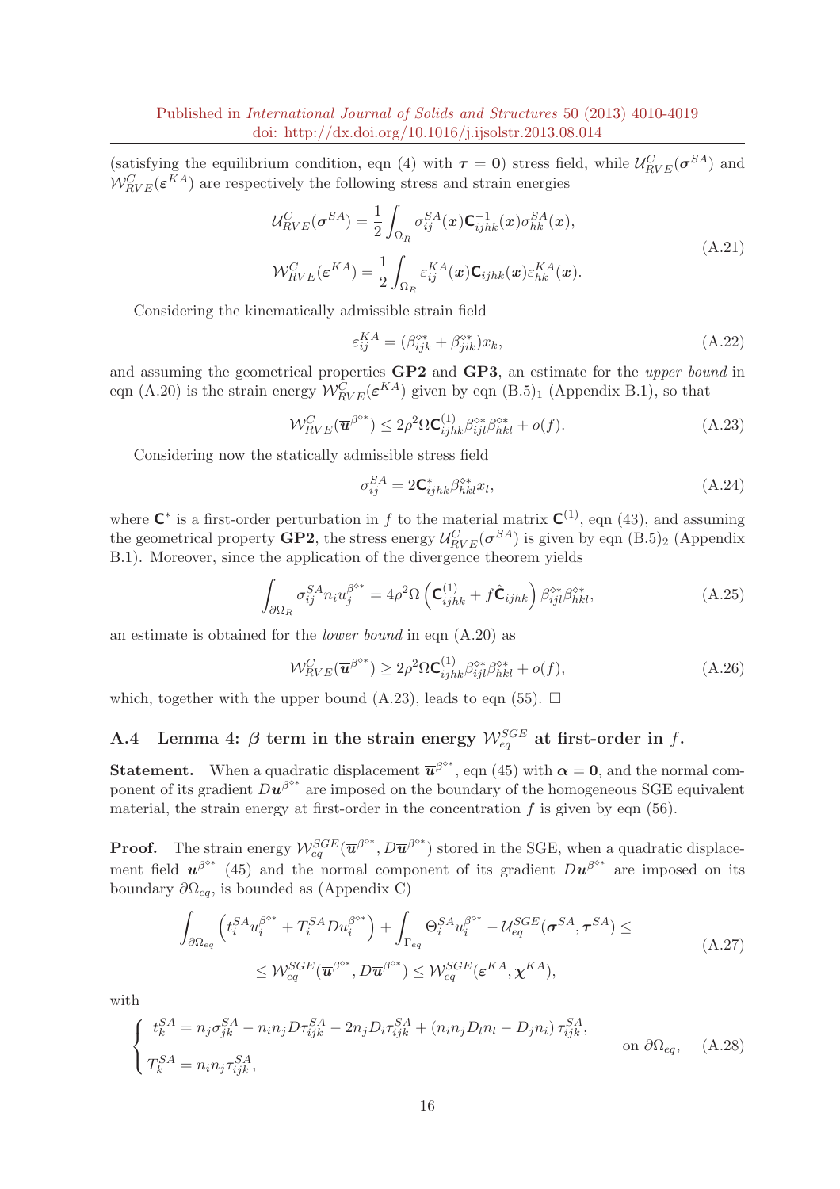(satisfying the equilibrium condition, eqn (4) with $\boldsymbol{\tau} = \mathbf{0}$) stress field, while $\mathcal{U}^C_{RVE}(\boldsymbol{\sigma}^{SA})$ and $\mathcal{W}^C_{RVE}(\boldsymbol{\varepsilon}^{KA})$ are respectively the following stress and strain energies

$$
\begin{aligned}
\mathcal{U}^C_{RVE}(\boldsymbol{\sigma}^{SA}) &= \frac{1}{2}\int_{\Omega_R} \sigma^{SA}_{ij}(\boldsymbol{x})\mathsf{C}^{-1}_{ijhk}(\boldsymbol{x})\sigma^{SA}_{hk}(\boldsymbol{x}),\\
\mathcal{W}^C_{RVE}(\boldsymbol{\varepsilon}^{KA}) &= \frac{1}{2}\int_{\Omega_R} \varepsilon^{KA}_{ij}(\boldsymbol{x})\mathsf{C}_{ijhk}(\boldsymbol{x})\varepsilon^{KA}_{hk}(\boldsymbol{x}).
\end{aligned}
\tag{A.21}
$$

Considering the kinematically admissible strain field

$$
\varepsilon^{KA}_{ij} = (\beta^{\diamond *}_{ijk} + \beta^{\diamond *}_{jik})x_k, \tag{A.22}
$$

and assuming the geometrical properties **GP2** and **GP3**, an estimate for the *upper bound* in eqn (A.20) is the strain energy $\mathcal{W}^C_{RVE}(\boldsymbol{\varepsilon}^{KA})$ given by eqn $(\text{B.5})_1$ (Appendix B.1), so that

$$
\mathcal{W}^C_{RVE}(\overline{\boldsymbol{u}}^{\beta^{\diamond *}}) \leq 2\rho^2\Omega\mathsf{C}^{(1)}_{ijhk}\beta^{\diamond *}_{ijl}\beta^{\diamond *}_{hkl} + o(f). \tag{A.23}
$$

Considering now the statically admissible stress field

$$
\sigma^{SA}_{ij} = 2\mathsf{C}^{*}_{ijhk}\beta^{\diamond *}_{hkl}x_l, \tag{A.24}
$$

where $\mathsf{C}^*$ is a first-order perturbation in $f$ to the material matrix $\mathsf{C}^{(1)}$, eqn (43), and assuming the geometrical property **GP2**, the stress energy $\mathcal{U}^C_{RVE}(\boldsymbol{\sigma}^{SA})$ is given by eqn $(\text{B.5})_2$ (Appendix B.1). Moreover, since the application of the divergence theorem yields

$$
\int_{\partial\Omega_R} \sigma^{SA}_{ij} n_i \overline{u}^{\beta^{\diamond *}}_j = 4\rho^2\Omega\left(\mathsf{C}^{(1)}_{ijhk} + f\hat{\mathsf{C}}_{ijhk}\right)\beta^{\diamond *}_{ijl}\beta^{\diamond *}_{hkl}, \tag{A.25}
$$

an estimate is obtained for the *lower bound* in eqn (A.20) as

$$
\mathcal{W}^C_{RVE}(\overline{\boldsymbol{u}}^{\beta^{\diamond *}}) \geq 2\rho^2\Omega\mathsf{C}^{(1)}_{ijhk}\beta^{\diamond *}_{ijl}\beta^{\diamond *}_{hkl} + o(f), \tag{A.26}
$$

which, together with the upper bound (A.23), leads to eqn (55). $\square$

### A.4 Lemma 4: $\boldsymbol{\beta}$ term in the strain energy $\mathcal{W}^{SGE}_{eq}$ at first-order in $f$.

**Statement.** When a quadratic displacement $\overline{\boldsymbol{u}}^{\beta^{\diamond *}}$, eqn (45) with $\boldsymbol{\alpha} = \mathbf{0}$, and the normal component of its gradient $D\overline{\boldsymbol{u}}^{\beta^{\diamond *}}$ are imposed on the boundary of the homogeneous SGE equivalent material, the strain energy at first-order in the concentration $f$ is given by eqn (56).

**Proof.** The strain energy $\mathcal{W}^{SGE}_{eq}(\overline{\boldsymbol{u}}^{\beta^{\diamond *}}, D\overline{\boldsymbol{u}}^{\beta^{\diamond *}})$ stored in the SGE, when a quadratic displacement field $\overline{\boldsymbol{u}}^{\beta^{\diamond *}}$ (45) and the normal component of its gradient $D\overline{\boldsymbol{u}}^{\beta^{\diamond *}}$ are imposed on its boundary $\partial\Omega_{eq}$, is bounded as (Appendix C)

$$
\begin{aligned}
\int_{\partial\Omega_{eq}}\left(t^{SA}_i\overline{u}^{\beta^{\diamond *}}_i + T^{SA}_i D\overline{u}^{\beta^{\diamond *}}_i\right) + \int_{\Gamma_{eq}}\Theta^{SA}_i\overline{u}^{\beta^{\diamond *}}_i - \mathcal{U}^{SGE}_{eq}(\boldsymbol{\sigma}^{SA}, \boldsymbol{\tau}^{SA}) \leq\\
\leq \mathcal{W}^{SGE}_{eq}(\overline{\boldsymbol{u}}^{\beta^{\diamond *}}, D\overline{\boldsymbol{u}}^{\beta^{\diamond *}}) \leq \mathcal{W}^{SGE}_{eq}(\boldsymbol{\varepsilon}^{KA}, \boldsymbol{\chi}^{KA}),
\end{aligned}
\tag{A.27}
$$

with

$$
\left\{
\begin{aligned}
& t^{SA}_k = n_j\sigma^{SA}_{jk} - n_i n_j D\tau^{SA}_{ijk} - 2n_j D_i\tau^{SA}_{ijk} + (n_i n_j D_l n_l - D_j n_i)\,\tau^{SA}_{ijk},\\
& T^{SA}_k = n_i n_j \tau^{SA}_{ijk},
\end{aligned}
\right.
\qquad \text{on } \partial\Omega_{eq}, \tag{A.28}
$$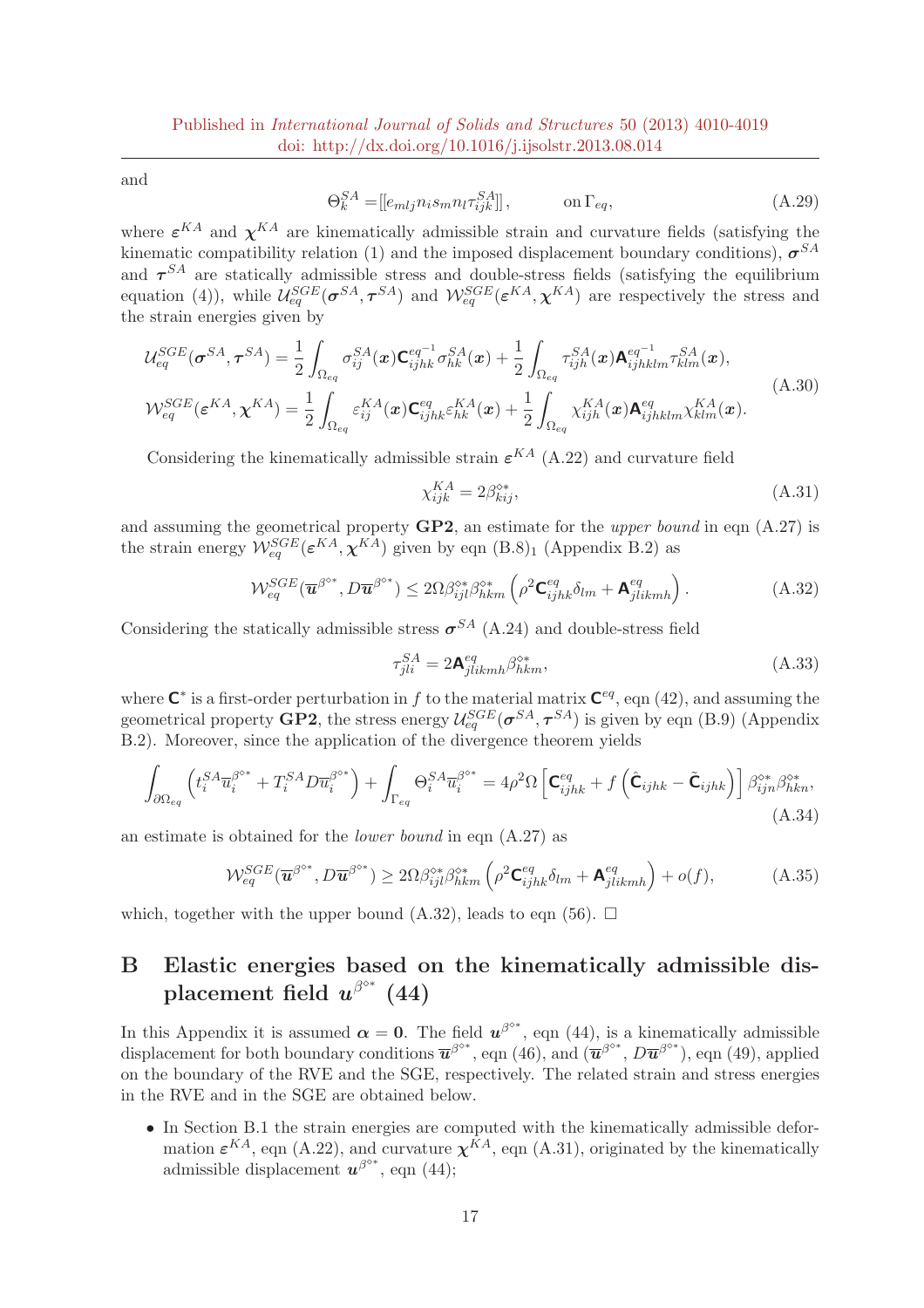and

$$\Theta_k^{SA} = [[e_{mlj} n_i s_m n_l \tau_{ijk}^{SA}]], \qquad \text{on } \Gamma_{eq}, \tag{A.29}$$

where $\boldsymbol{\varepsilon}^{KA}$ and $\boldsymbol{\chi}^{KA}$ are kinematically admissible strain and curvature fields (satisfying the kinematic compatibility relation (1) and the imposed displacement boundary conditions), $\boldsymbol{\sigma}^{SA}$ and $\boldsymbol{\tau}^{SA}$ are statically admissible stress and double-stress fields (satisfying the equilibrium equation (4)), while $\mathcal{U}_{eq}^{SGE}(\boldsymbol{\sigma}^{SA}, \boldsymbol{\tau}^{SA})$ and $\mathcal{W}_{eq}^{SGE}(\boldsymbol{\varepsilon}^{KA}, \boldsymbol{\chi}^{KA})$ are respectively the stress and the strain energies given by

$$\begin{aligned}
\mathcal{U}_{eq}^{SGE}(\boldsymbol{\sigma}^{SA}, \boldsymbol{\tau}^{SA}) &= \frac{1}{2}\int_{\Omega_{eq}} \sigma_{ij}^{SA}(\boldsymbol{x}) \mathbf{C}_{ijhk}^{eq^{-1}} \sigma_{hk}^{SA}(\boldsymbol{x}) + \frac{1}{2}\int_{\Omega_{eq}} \tau_{ijh}^{SA}(\boldsymbol{x}) \mathbf{A}_{ijhklm}^{eq^{-1}} \tau_{klm}^{SA}(\boldsymbol{x}), \\
\mathcal{W}_{eq}^{SGE}(\boldsymbol{\varepsilon}^{KA}, \boldsymbol{\chi}^{KA}) &= \frac{1}{2}\int_{\Omega_{eq}} \varepsilon_{ij}^{KA}(\boldsymbol{x}) \mathbf{C}_{ijhk}^{eq} \varepsilon_{hk}^{KA}(\boldsymbol{x}) + \frac{1}{2}\int_{\Omega_{eq}} \chi_{ijh}^{KA}(\boldsymbol{x}) \mathbf{A}_{ijhklm}^{eq} \chi_{klm}^{KA}(\boldsymbol{x}).
\end{aligned} \tag{A.30}$$

Considering the kinematically admissible strain $\boldsymbol{\varepsilon}^{KA}$ (A.22) and curvature field

$$\chi_{ijk}^{KA} = 2\beta_{kij}^{\diamond *}, \tag{A.31}$$

and assuming the geometrical property **GP2**, an estimate for the *upper bound* in eqn (A.27) is the strain energy $\mathcal{W}_{eq}^{SGE}(\boldsymbol{\varepsilon}^{KA}, \boldsymbol{\chi}^{KA})$ given by eqn (B.8)$_1$ (Appendix B.2) as

$$\mathcal{W}_{eq}^{SGE}(\overline{\boldsymbol{u}}^{\beta^{\diamond *}}, D\overline{\boldsymbol{u}}^{\beta^{\diamond *}}) \leq 2\Omega \beta_{ijl}^{\diamond *} \beta_{hkm}^{\diamond *} \left(\rho^2 \mathbf{C}_{ijhk}^{eq} \delta_{lm} + \mathbf{A}_{jlikmh}^{eq}\right). \tag{A.32}$$

Considering the statically admissible stress $\boldsymbol{\sigma}^{SA}$ (A.24) and double-stress field

$$\tau_{jli}^{SA} = 2\mathbf{A}_{jlikmh}^{eq} \beta_{hkm}^{\diamond *}, \tag{A.33}$$

where $\mathbf{C}^*$ is a first-order perturbation in $f$ to the material matrix $\mathbf{C}^{eq}$, eqn (42), and assuming the geometrical property **GP2**, the stress energy $\mathcal{U}_{eq}^{SGE}(\boldsymbol{\sigma}^{SA}, \boldsymbol{\tau}^{SA})$ is given by eqn (B.9) (Appendix B.2). Moreover, since the application of the divergence theorem yields

$$\int_{\partial\Omega_{eq}} \left(t_i^{SA} \overline{u}_i^{\beta^{\diamond *}} + T_i^{SA} D\overline{u}_i^{\beta^{\diamond *}}\right) + \int_{\Gamma_{eq}} \Theta_i^{SA} \overline{u}_i^{\beta^{\diamond *}} = 4\rho^2 \Omega \left[\mathbf{C}_{ijhk}^{eq} + f\left(\hat{\mathbf{C}}_{ijhk} - \tilde{\mathbf{C}}_{ijhk}\right)\right] \beta_{ijn}^{\diamond *} \beta_{hkn}^{\diamond *}, \tag{A.34}$$

an estimate is obtained for the *lower bound* in eqn (A.27) as

$$\mathcal{W}_{eq}^{SGE}(\overline{\boldsymbol{u}}^{\beta^{\diamond *}}, D\overline{\boldsymbol{u}}^{\beta^{\diamond *}}) \geq 2\Omega \beta_{ijl}^{\diamond *} \beta_{hkm}^{\diamond *} \left(\rho^2 \mathbf{C}_{ijhk}^{eq} \delta_{lm} + \mathbf{A}_{jlikmh}^{eq}\right) + o(f), \tag{A.35}$$

which, together with the upper bound (A.32), leads to eqn (56). $\square$

# B Elastic energies based on the kinematically admissible displacement field $\boldsymbol{u}^{\beta^{\diamond *}}$ (44)

In this Appendix it is assumed $\boldsymbol{\alpha} = \mathbf{0}$. The field $\boldsymbol{u}^{\beta^{\diamond *}}$, eqn (44), is a kinematically admissible displacement for both boundary conditions $\overline{\boldsymbol{u}}^{\beta^{\diamond *}}$, eqn (46), and $(\overline{\boldsymbol{u}}^{\beta^{\diamond *}}, D\overline{\boldsymbol{u}}^{\beta^{\diamond *}})$, eqn (49), applied on the boundary of the RVE and the SGE, respectively. The related strain and stress energies in the RVE and in the SGE are obtained below.

- In Section B.1 the strain energies are computed with the kinematically admissible deformation $\boldsymbol{\varepsilon}^{KA}$, eqn (A.22), and curvature $\boldsymbol{\chi}^{KA}$, eqn (A.31), originated by the kinematically admissible displacement $\boldsymbol{u}^{\beta^{\diamond *}}$, eqn (44);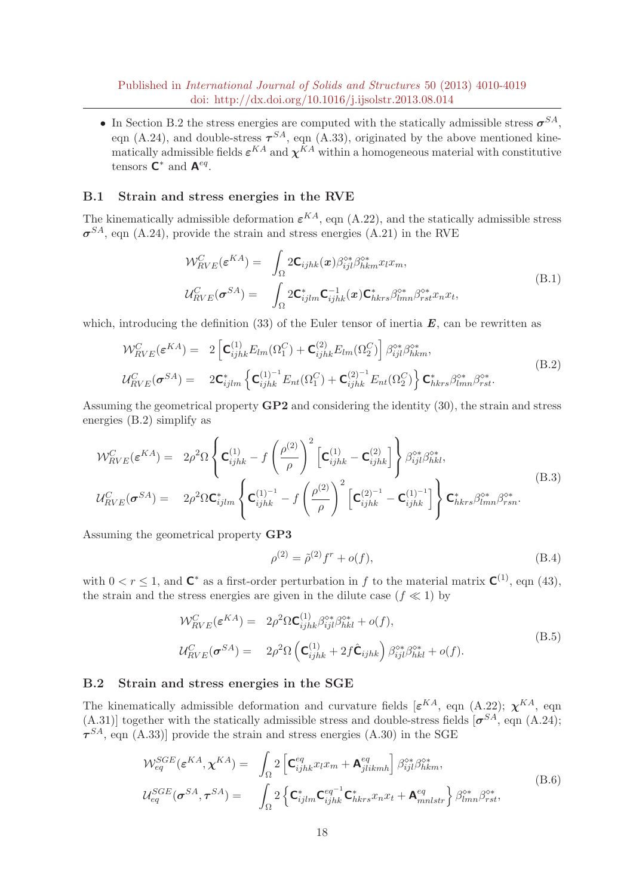- In Section B.2 the stress energies are computed with the statically admissible stress $\boldsymbol{\sigma}^{SA}$, eqn (A.24), and double-stress $\boldsymbol{\tau}^{SA}$, eqn (A.33), originated by the above mentioned kinematically admissible fields $\boldsymbol{\varepsilon}^{KA}$ and $\boldsymbol{\chi}^{KA}$ within a homogeneous material with constitutive tensors $\mathbf{C}^*$ and $\mathbf{A}^{eq}$.

### B.1 Strain and stress energies in the RVE

The kinematically admissible deformation $\boldsymbol{\varepsilon}^{KA}$, eqn (A.22), and the statically admissible stress $\boldsymbol{\sigma}^{SA}$, eqn (A.24), provide the strain and stress energies (A.21) in the RVE

$$
\begin{aligned}
\mathcal{W}^{C}_{RVE}(\boldsymbol{\varepsilon}^{KA}) &= \int_\Omega 2\mathsf{C}_{ijhk}(\boldsymbol{x})\beta^{\diamond *}_{ijl}\beta^{\diamond *}_{hkm}x_l x_m,\\
\mathcal{U}^{C}_{RVE}(\boldsymbol{\sigma}^{SA}) &= \int_\Omega 2\mathsf{C}^{*}_{ijlm}\mathsf{C}^{-1}_{ijhk}(\boldsymbol{x})\mathsf{C}^{*}_{hkrs}\beta^{\diamond *}_{lmn}\beta^{\diamond *}_{rst}x_n x_t,
\end{aligned}
\tag{B.1}
$$

which, introducing the definition (33) of the Euler tensor of inertia $\boldsymbol{E}$, can be rewritten as

$$
\begin{aligned}
\mathcal{W}^{C}_{RVE}(\boldsymbol{\varepsilon}^{KA}) &= 2\left[\mathsf{C}^{(1)}_{ijhk}E_{lm}(\Omega^C_1)+\mathsf{C}^{(2)}_{ijhk}E_{lm}(\Omega^C_2)\right]\beta^{\diamond *}_{ijl}\beta^{\diamond *}_{hkm},\\
\mathcal{U}^{C}_{RVE}(\boldsymbol{\sigma}^{SA}) &= 2\mathsf{C}^{*}_{ijlm}\left\{\mathsf{C}^{(1)^{-1}}_{ijhk}E_{nt}(\Omega^C_1)+\mathsf{C}^{(2)^{-1}}_{ijhk}E_{nt}(\Omega^C_2)\right\}\mathsf{C}^{*}_{hkrs}\beta^{\diamond *}_{lmn}\beta^{\diamond *}_{rst}.
\end{aligned}
\tag{B.2}
$$

Assuming the geometrical property **GP2** and considering the identity (30), the strain and stress energies (B.2) simplify as

$$
\begin{aligned}
\mathcal{W}^{C}_{RVE}(\boldsymbol{\varepsilon}^{KA}) &= 2\rho^2\Omega\left\{\mathsf{C}^{(1)}_{ijhk}-f\left(\frac{\rho^{(2)}}{\rho}\right)^2\left[\mathsf{C}^{(1)}_{ijhk}-\mathsf{C}^{(2)}_{ijhk}\right]\right\}\beta^{\diamond *}_{ijl}\beta^{\diamond *}_{hkl},\\
\mathcal{U}^{C}_{RVE}(\boldsymbol{\sigma}^{SA}) &= 2\rho^2\Omega\mathsf{C}^{*}_{ijlm}\left\{\mathsf{C}^{(1)^{-1}}_{ijhk}-f\left(\frac{\rho^{(2)}}{\rho}\right)^2\left[\mathsf{C}^{(2)^{-1}}_{ijhk}-\mathsf{C}^{(1)^{-1}}_{ijhk}\right]\right\}\mathsf{C}^{*}_{hkrs}\beta^{\diamond *}_{lmn}\beta^{\diamond *}_{rsn}.
\end{aligned}
\tag{B.3}
$$

Assuming the geometrical property **GP3**

$$
\rho^{(2)}=\tilde{\rho}^{(2)}f^r+o(f),
\tag{B.4}
$$

with $0<r\leq 1$, and $\mathsf{C}^*$ as a first-order perturbation in $f$ to the material matrix $\mathsf{C}^{(1)}$, eqn (43), the strain and the stress energies are given in the dilute case ($f\ll 1$) by

$$
\begin{aligned}
\mathcal{W}^{C}_{RVE}(\boldsymbol{\varepsilon}^{KA}) &= 2\rho^2\Omega\mathsf{C}^{(1)}_{ijhk}\beta^{\diamond *}_{ijl}\beta^{\diamond *}_{hkl}+o(f),\\
\mathcal{U}^{C}_{RVE}(\boldsymbol{\sigma}^{SA}) &= 2\rho^2\Omega\left(\mathsf{C}^{(1)}_{ijhk}+2f\hat{\mathsf{C}}_{ijhk}\right)\beta^{\diamond *}_{ijl}\beta^{\diamond *}_{hkl}+o(f).
\end{aligned}
\tag{B.5}
$$

### B.2 Strain and stress energies in the SGE

The kinematically admissible deformation and curvature fields [$\boldsymbol{\varepsilon}^{KA}$, eqn (A.22); $\boldsymbol{\chi}^{KA}$, eqn (A.31)] together with the statically admissible stress and double-stress fields [$\boldsymbol{\sigma}^{SA}$, eqn (A.24); $\boldsymbol{\tau}^{SA}$, eqn (A.33)] provide the strain and stress energies (A.30) in the SGE

$$
\begin{aligned}
\mathcal{W}^{SGE}_{eq}(\boldsymbol{\varepsilon}^{KA},\boldsymbol{\chi}^{KA}) &= \int_\Omega 2\left[\mathsf{C}^{eq}_{ijhk}x_l x_m+\mathsf{A}^{eq}_{jlikmh}\right]\beta^{\diamond *}_{ijl}\beta^{\diamond *}_{hkm},\\
\mathcal{U}^{SGE}_{eq}(\boldsymbol{\sigma}^{SA},\boldsymbol{\tau}^{SA}) &= \int_\Omega 2\left\{\mathsf{C}^{*}_{ijlm}\mathsf{C}^{eq^{-1}}_{ijhk}\mathsf{C}^{*}_{hkrs}x_n x_t+\mathsf{A}^{eq}_{mnlstr}\right\}\beta^{\diamond *}_{lmn}\beta^{\diamond *}_{rst},
\end{aligned}
\tag{B.6}
$$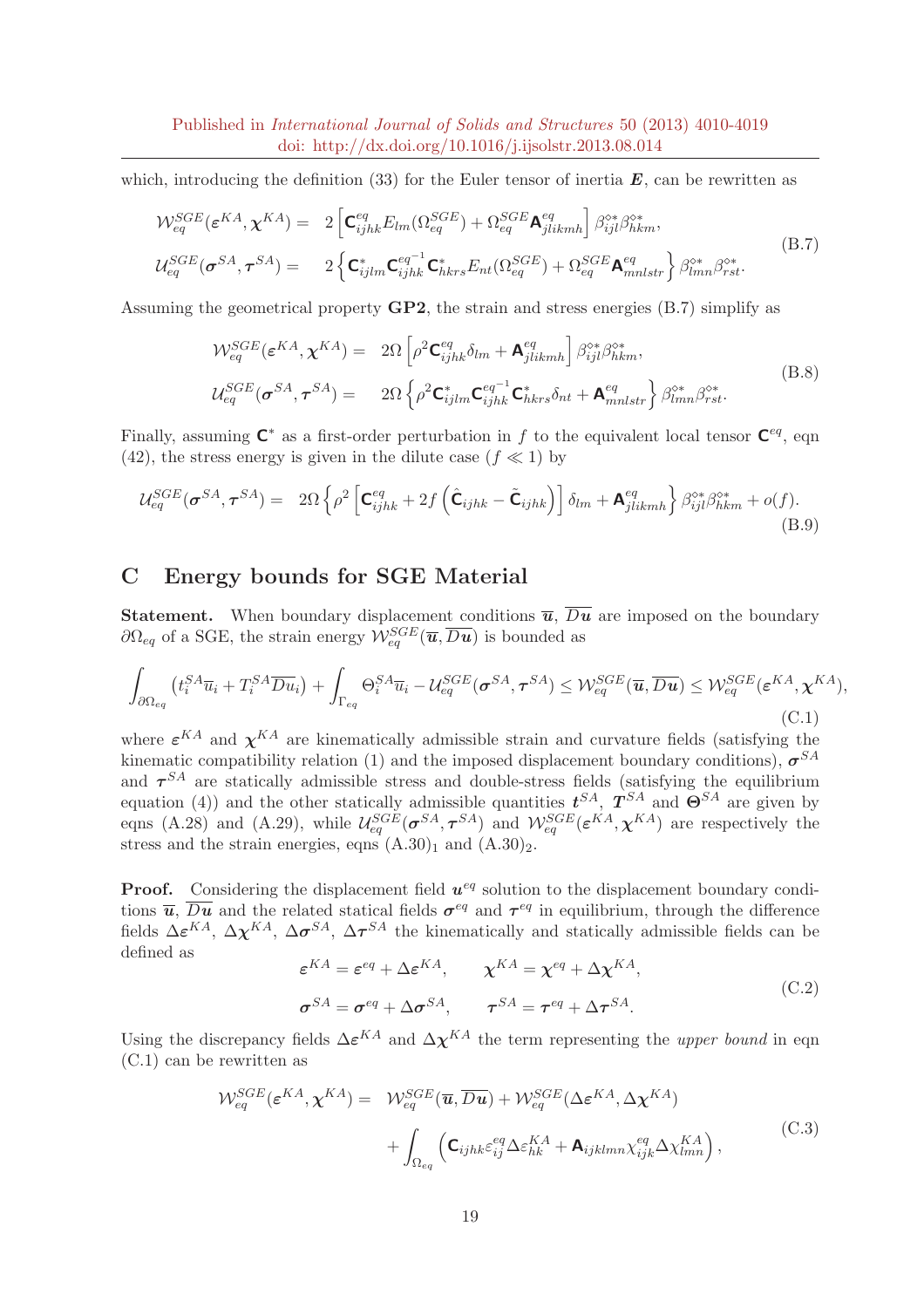which, introducing the definition (33) for the Euler tensor of inertia $\boldsymbol{E}$, can be rewritten as

$$
\begin{aligned}
\mathcal{W}_{eq}^{SGE}(\boldsymbol{\varepsilon}^{KA},\boldsymbol{\chi}^{KA}) = &\ \ 2\left[\mathsf{C}_{ijhk}^{eq}E_{lm}(\Omega_{eq}^{SGE})+\Omega_{eq}^{SGE}\mathsf{A}_{jlikmh}^{eq}\right]\beta_{ijl}^{\diamond *}\beta_{hkm}^{\diamond *},\\
\mathcal{U}_{eq}^{SGE}(\boldsymbol{\sigma}^{SA},\boldsymbol{\tau}^{SA}) = &\ \ 2\left\{\mathsf{C}_{ijlm}^{*}\mathsf{C}_{ijhk}^{eq^{-1}}\mathsf{C}_{hkrs}^{*}E_{nt}(\Omega_{eq}^{SGE})+\Omega_{eq}^{SGE}\mathsf{A}_{mnlstr}^{eq}\right\}\beta_{lmn}^{\diamond *}\beta_{rst}^{\diamond *}.
\end{aligned}
\tag{B.7}
$$

Assuming the geometrical property **GP2**, the strain and stress energies (B.7) simplify as

$$
\begin{aligned}
\mathcal{W}_{eq}^{SGE}(\boldsymbol{\varepsilon}^{KA},\boldsymbol{\chi}^{KA}) = &\ \ 2\Omega\left[\rho^2\mathsf{C}_{ijhk}^{eq}\delta_{lm}+\mathsf{A}_{jlikmh}^{eq}\right]\beta_{ijl}^{\diamond *}\beta_{hkm}^{\diamond *},\\
\mathcal{U}_{eq}^{SGE}(\boldsymbol{\sigma}^{SA},\boldsymbol{\tau}^{SA}) = &\ \ 2\Omega\left\{\rho^2\mathsf{C}_{ijlm}^{*}\mathsf{C}_{ijhk}^{eq^{-1}}\mathsf{C}_{hkrs}^{*}\delta_{nt}+\mathsf{A}_{mnlstr}^{eq}\right\}\beta_{lmn}^{\diamond *}\beta_{rst}^{\diamond *}.
\end{aligned}
\tag{B.8}
$$

Finally, assuming $\mathsf{C}^{*}$ as a first-order perturbation in $f$ to the equivalent local tensor $\mathsf{C}^{eq}$, eqn (42), the stress energy is given in the dilute case ($f \ll 1$) by

$$
\mathcal{U}_{eq}^{SGE}(\boldsymbol{\sigma}^{SA},\boldsymbol{\tau}^{SA}) = \ \ 2\Omega\left\{\rho^2\left[\mathsf{C}_{ijhk}^{eq}+2f\left(\hat{\mathsf{C}}_{ijhk}-\tilde{\mathsf{C}}_{ijhk}\right)\right]\delta_{lm}+\mathsf{A}_{jlikmh}^{eq}\right\}\beta_{ijl}^{\diamond *}\beta_{hkm}^{\diamond *}+o(f).
\tag{B.9}
$$

## C Energy bounds for SGE Material

**Statement.** When boundary displacement conditions $\overline{\boldsymbol{u}}$, $\overline{D\boldsymbol{u}}$ are imposed on the boundary $\partial\Omega_{eq}$ of a SGE, the strain energy $\mathcal{W}_{eq}^{SGE}(\overline{\boldsymbol{u}},\overline{D\boldsymbol{u}})$ is bounded as

$$
\int_{\partial\Omega_{eq}}\left(t_i^{SA}\overline{u}_i+T_i^{SA}\overline{Du}_i\right)+\int_{\Gamma_{eq}}\Theta_i^{SA}\overline{u}_i-\mathcal{U}_{eq}^{SGE}(\boldsymbol{\sigma}^{SA},\boldsymbol{\tau}^{SA})\leq\mathcal{W}_{eq}^{SGE}(\overline{\boldsymbol{u}},\overline{D\boldsymbol{u}})\leq\mathcal{W}_{eq}^{SGE}(\boldsymbol{\varepsilon}^{KA},\boldsymbol{\chi}^{KA}),
\tag{C.1}
$$

where $\boldsymbol{\varepsilon}^{KA}$ and $\boldsymbol{\chi}^{KA}$ are kinematically admissible strain and curvature fields (satisfying the kinematic compatibility relation (1) and the imposed displacement boundary conditions), $\boldsymbol{\sigma}^{SA}$ and $\boldsymbol{\tau}^{SA}$ are statically admissible stress and double-stress fields (satisfying the equilibrium equation (4)) and the other statically admissible quantities $\boldsymbol{t}^{SA}$, $\boldsymbol{T}^{SA}$ and $\boldsymbol{\Theta}^{SA}$ are given by eqns (A.28) and (A.29), while $\mathcal{U}_{eq}^{SGE}(\boldsymbol{\sigma}^{SA},\boldsymbol{\tau}^{SA})$ and $\mathcal{W}_{eq}^{SGE}(\boldsymbol{\varepsilon}^{KA},\boldsymbol{\chi}^{KA})$ are respectively the stress and the strain energies, eqns $(\text{A.30})_1$ and $(\text{A.30})_2$.

**Proof.** Considering the displacement field $\boldsymbol{u}^{eq}$ solution to the displacement boundary conditions $\overline{\boldsymbol{u}}$, $\overline{D\boldsymbol{u}}$ and the related statical fields $\boldsymbol{\sigma}^{eq}$ and $\boldsymbol{\tau}^{eq}$ in equilibrium, through the difference fields $\Delta\boldsymbol{\varepsilon}^{KA}$, $\Delta\boldsymbol{\chi}^{KA}$, $\Delta\boldsymbol{\sigma}^{SA}$, $\Delta\boldsymbol{\tau}^{SA}$ the kinematically and statically admissible fields can be defined as

$$
\begin{aligned}
\boldsymbol{\varepsilon}^{KA}&=\boldsymbol{\varepsilon}^{eq}+\Delta\boldsymbol{\varepsilon}^{KA}, \qquad \boldsymbol{\chi}^{KA}=\boldsymbol{\chi}^{eq}+\Delta\boldsymbol{\chi}^{KA},\\
\boldsymbol{\sigma}^{SA}&=\boldsymbol{\sigma}^{eq}+\Delta\boldsymbol{\sigma}^{SA}, \qquad \boldsymbol{\tau}^{SA}=\boldsymbol{\tau}^{eq}+\Delta\boldsymbol{\tau}^{SA}.
\end{aligned}
\tag{C.2}
$$

Using the discrepancy fields $\Delta\boldsymbol{\varepsilon}^{KA}$ and $\Delta\boldsymbol{\chi}^{KA}$ the term representing the *upper bound* in eqn (C.1) can be rewritten as

$$
\begin{aligned}
\mathcal{W}_{eq}^{SGE}(\boldsymbol{\varepsilon}^{KA},\boldsymbol{\chi}^{KA}) = &\ \ \mathcal{W}_{eq}^{SGE}(\overline{\boldsymbol{u}},\overline{D\boldsymbol{u}})+\mathcal{W}_{eq}^{SGE}(\Delta\boldsymbol{\varepsilon}^{KA},\Delta\boldsymbol{\chi}^{KA})\\
&+\int_{\Omega_{eq}}\left(\mathsf{C}_{ijhk}\varepsilon_{ij}^{eq}\Delta\varepsilon_{hk}^{KA}+\mathsf{A}_{ijklmn}\chi_{ijk}^{eq}\Delta\chi_{lmn}^{KA}\right),
\end{aligned}
\tag{C.3}
$$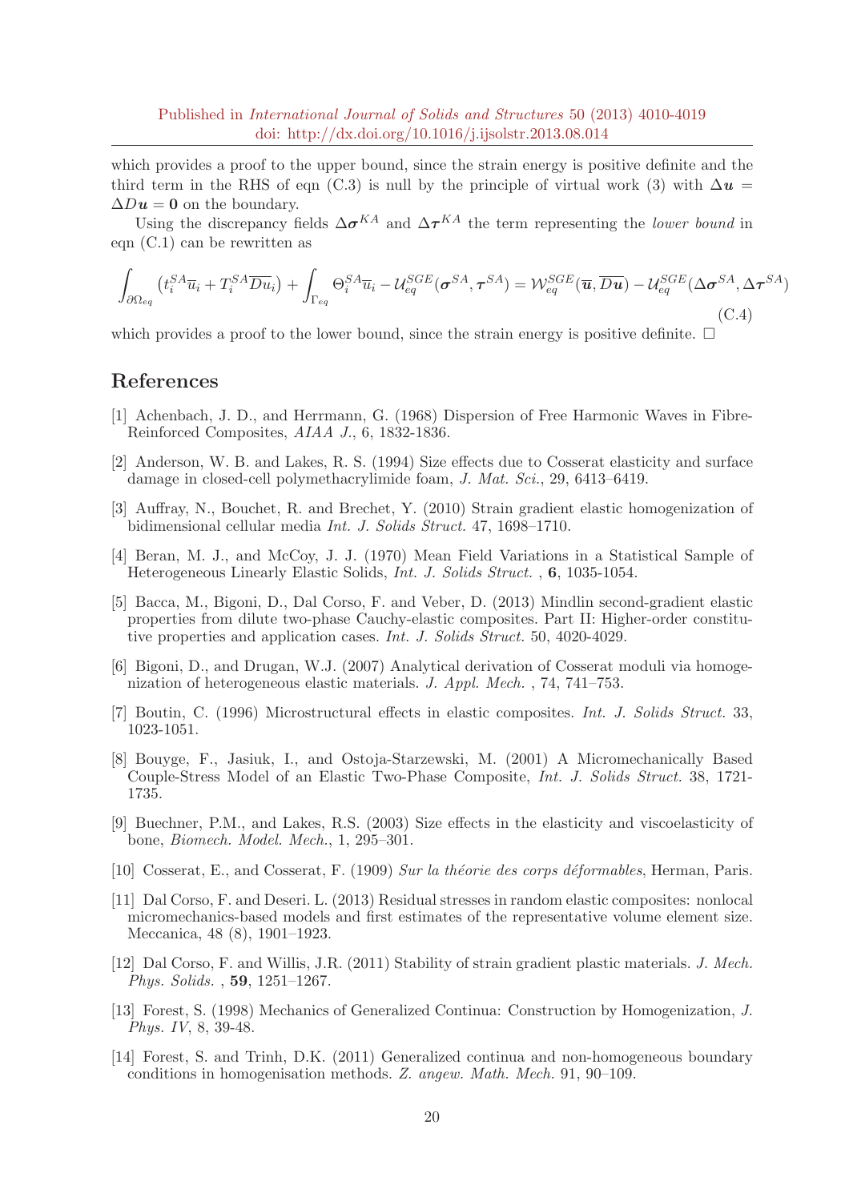which provides a proof to the upper bound, since the strain energy is positive definite and the third term in the RHS of eqn (C.3) is null by the principle of virtual work (3) with $\Delta \boldsymbol{u} = \Delta D\boldsymbol{u} = \boldsymbol{0}$ on the boundary.

Using the discrepancy fields $\Delta\boldsymbol{\sigma}^{KA}$ and $\Delta\boldsymbol{\tau}^{KA}$ the term representing the *lower bound* in eqn (C.1) can be rewritten as

$$
\int_{\partial\Omega_{eq}} \left(t_i^{SA}\overline{u}_i + T_i^{SA}\overline{Du}_i\right) + \int_{\Gamma_{eq}} \Theta_i^{SA}\overline{u}_i - \mathcal{U}_{eq}^{SGE}(\boldsymbol{\sigma}^{SA}, \boldsymbol{\tau}^{SA}) = \mathcal{W}_{eq}^{SGE}(\overline{\boldsymbol{u}}, \overline{D\boldsymbol{u}}) - \mathcal{U}_{eq}^{SGE}(\Delta\boldsymbol{\sigma}^{SA}, \Delta\boldsymbol{\tau}^{SA}) \tag{C.4}
$$

which provides a proof to the lower bound, since the strain energy is positive definite. □

## References

[1] Achenbach, J. D., and Herrmann, G. (1968) Dispersion of Free Harmonic Waves in Fibre-Reinforced Composites, *AIAA J.*, 6, 1832-1836.

[2] Anderson, W. B. and Lakes, R. S. (1994) Size effects due to Cosserat elasticity and surface damage in closed-cell polymethacrylimide foam, *J. Mat. Sci.*, 29, 6413–6419.

[3] Auffray, N., Bouchet, R. and Brechet, Y. (2010) Strain gradient elastic homogenization of bidimensional cellular media *Int. J. Solids Struct.* 47, 1698–1710.

[4] Beran, M. J., and McCoy, J. J. (1970) Mean Field Variations in a Statistical Sample of Heterogeneous Linearly Elastic Solids, *Int. J. Solids Struct.* , **6**, 1035-1054.

[5] Bacca, M., Bigoni, D., Dal Corso, F. and Veber, D. (2013) Mindlin second-gradient elastic properties from dilute two-phase Cauchy-elastic composites. Part II: Higher-order constitutive properties and application cases. *Int. J. Solids Struct.* 50, 4020-4029.

[6] Bigoni, D., and Drugan, W.J. (2007) Analytical derivation of Cosserat moduli via homogenization of heterogeneous elastic materials. *J. Appl. Mech.* , 74, 741–753.

[7] Boutin, C. (1996) Microstructural effects in elastic composites. *Int. J. Solids Struct.* 33, 1023-1051.

[8] Bouyge, F., Jasiuk, I., and Ostoja-Starzewski, M. (2001) A Micromechanically Based Couple-Stress Model of an Elastic Two-Phase Composite, *Int. J. Solids Struct.* 38, 1721-1735.

[9] Buechner, P.M., and Lakes, R.S. (2003) Size effects in the elasticity and viscoelasticity of bone, *Biomech. Model. Mech.*, 1, 295–301.

[10] Cosserat, E., and Cosserat, F. (1909) *Sur la théorie des corps déformables*, Herman, Paris.

[11] Dal Corso, F. and Deseri. L. (2013) Residual stresses in random elastic composites: nonlocal micromechanics-based models and first estimates of the representative volume element size. Meccanica, 48 (8), 1901–1923.

[12] Dal Corso, F. and Willis, J.R. (2011) Stability of strain gradient plastic materials. *J. Mech. Phys. Solids.* , **59**, 1251–1267.

[13] Forest, S. (1998) Mechanics of Generalized Continua: Construction by Homogenization, *J. Phys. IV*, 8, 39-48.

[14] Forest, S. and Trinh, D.K. (2011) Generalized continua and non-homogeneous boundary conditions in homogenisation methods. *Z. angew. Math. Mech.* 91, 90–109.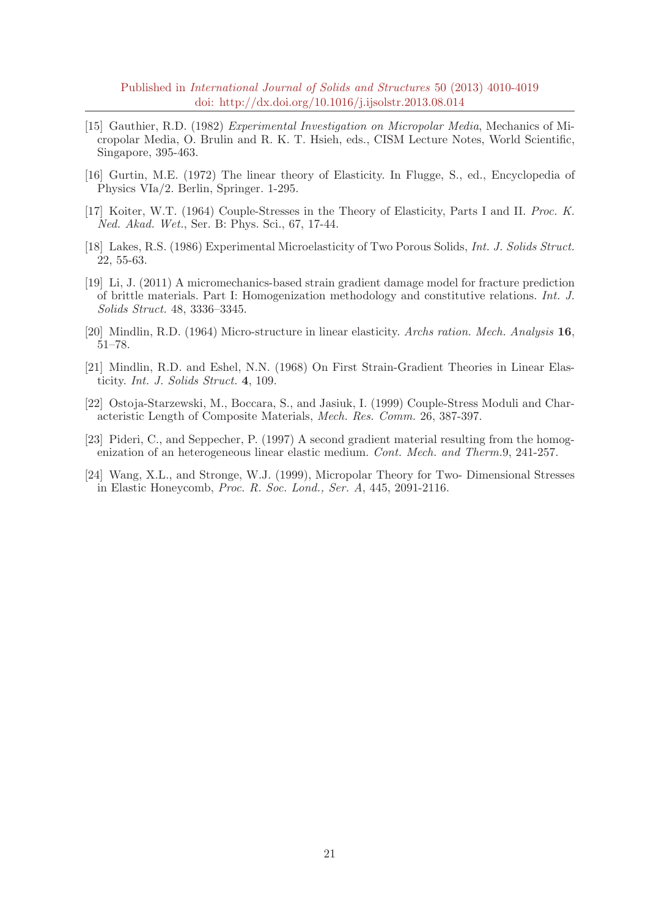[15] Gauthier, R.D. (1982) *Experimental Investigation on Micropolar Media*, Mechanics of Micropolar Media, O. Brulin and R. K. T. Hsieh, eds., CISM Lecture Notes, World Scientific, Singapore, 395-463.

[16] Gurtin, M.E. (1972) The linear theory of Elasticity. In Flugge, S., ed., Encyclopedia of Physics VIa/2. Berlin, Springer. 1-295.

[17] Koiter, W.T. (1964) Couple-Stresses in the Theory of Elasticity, Parts I and II. *Proc. K. Ned. Akad. Wet.*, Ser. B: Phys. Sci., 67, 17-44.

[18] Lakes, R.S. (1986) Experimental Microelasticity of Two Porous Solids, *Int. J. Solids Struct.* 22, 55-63.

[19] Li, J. (2011) A micromechanics-based strain gradient damage model for fracture prediction of brittle materials. Part I: Homogenization methodology and constitutive relations. *Int. J. Solids Struct.* 48, 3336–3345.

[20] Mindlin, R.D. (1964) Micro-structure in linear elasticity. *Archs ration. Mech. Analysis* **16**, 51–78.

[21] Mindlin, R.D. and Eshel, N.N. (1968) On First Strain-Gradient Theories in Linear Elasticity. *Int. J. Solids Struct.* **4**, 109.

[22] Ostoja-Starzewski, M., Boccara, S., and Jasiuk, I. (1999) Couple-Stress Moduli and Characteristic Length of Composite Materials, *Mech. Res. Comm.* 26, 387-397.

[23] Pideri, C., and Seppecher, P. (1997) A second gradient material resulting from the homogenization of an heterogeneous linear elastic medium. *Cont. Mech. and Therm.*9, 241-257.

[24] Wang, X.L., and Stronge, W.J. (1999), Micropolar Theory for Two- Dimensional Stresses in Elastic Honeycomb, *Proc. R. Soc. Lond., Ser. A*, 445, 2091-2116.